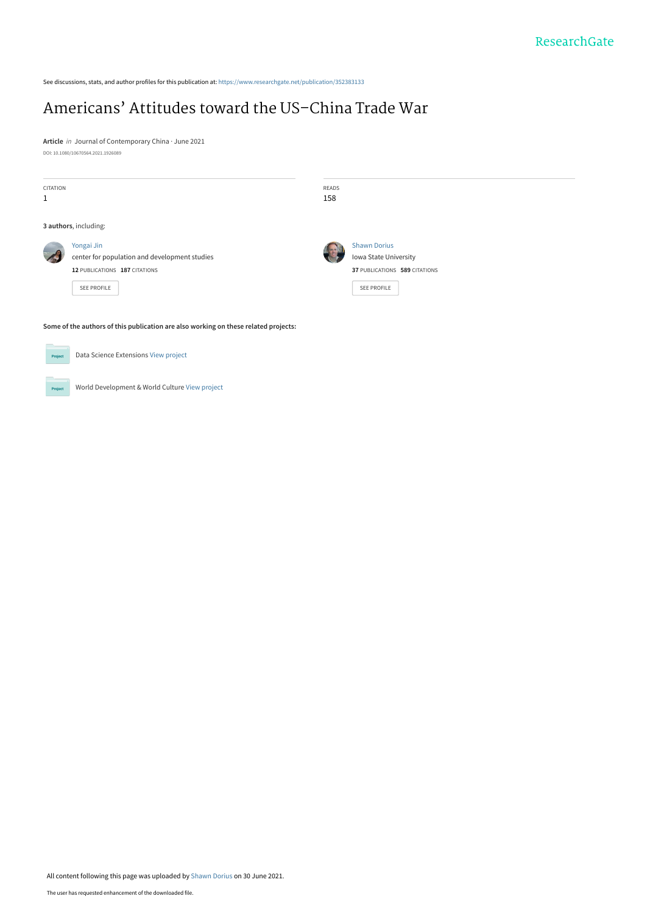See discussions, stats, and author profiles for this publication at: https://www.researchgate.net/publication/352383133

# Americans' Attitudes toward the US–China Trade War

**Article** *in* Journal of Contemporary China · June 2021

DOI: 10.1080/10670564.2021.1926089

| CITATION | READS |
|---|---|
| 1 | 158 |

**3 authors**, including:

**Yongai Jin**
center for population and development studies
**12** PUBLICATIONS **187** CITATIONS
SEE PROFILE

**Shawn Dorius**
Iowa State University
**37** PUBLICATIONS **589** CITATIONS
SEE PROFILE

**Some of the authors of this publication are also working on these related projects:**

Data Science Extensions View project

World Development & World Culture View project

All content following this page was uploaded by Shawn Dorius on 30 June 2021.

The user has requested enhancement of the downloaded file.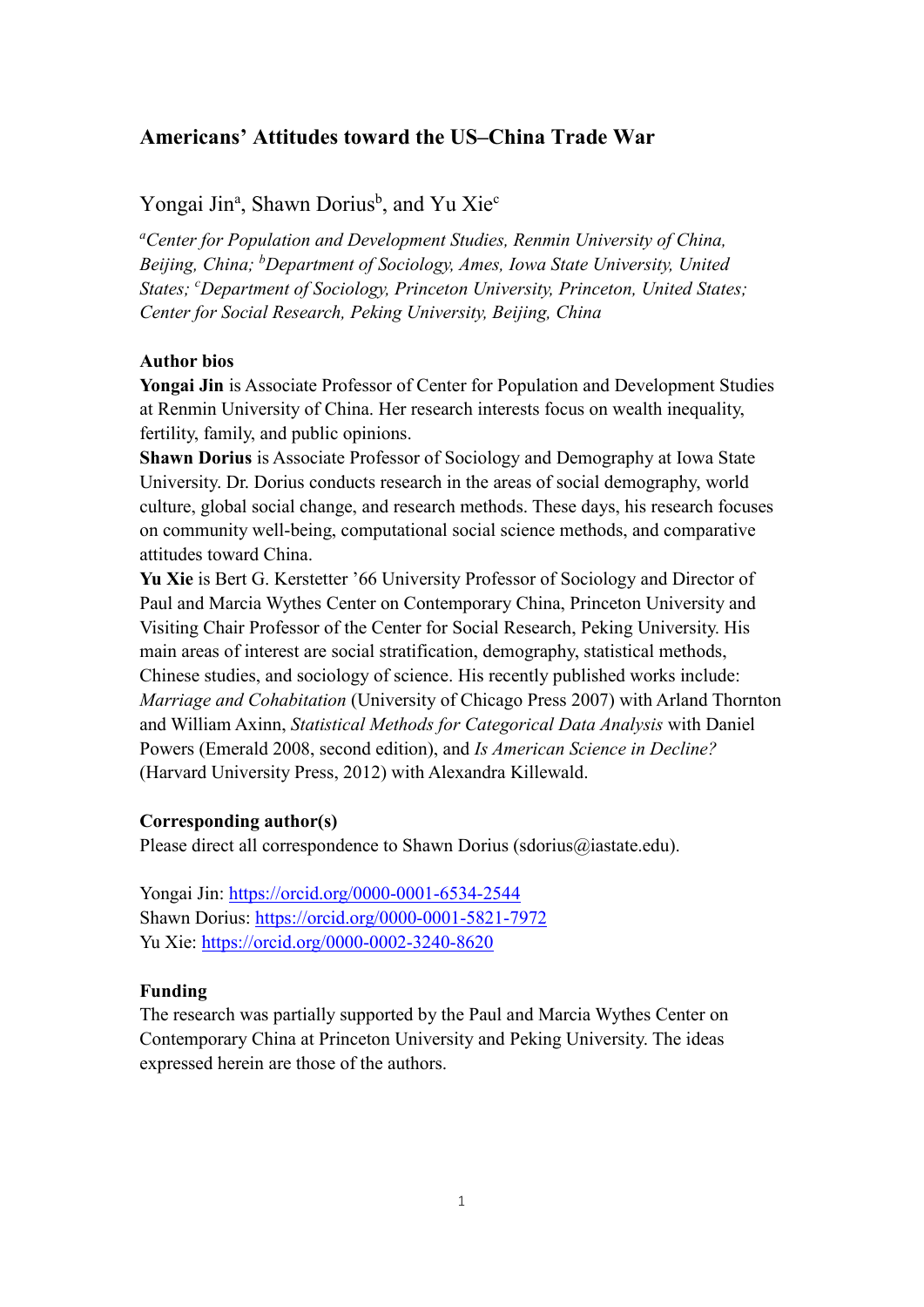# Americans' Attitudes toward the US–China Trade War

Yongai Jin[a], Shawn Dorius[b], and Yu Xie[c]

*[a]Center for Population and Development Studies, Renmin University of China, Beijing, China; [b]Department of Sociology, Ames, Iowa State University, United States; [c]Department of Sociology, Princeton University, Princeton, United States; Center for Social Research, Peking University, Beijing, China*

**Author bios**

**Yongai Jin** is Associate Professor of Center for Population and Development Studies at Renmin University of China. Her research interests focus on wealth inequality, fertility, family, and public opinions.

**Shawn Dorius** is Associate Professor of Sociology and Demography at Iowa State University. Dr. Dorius conducts research in the areas of social demography, world culture, global social change, and research methods. These days, his research focuses on community well-being, computational social science methods, and comparative attitudes toward China.

**Yu Xie** is Bert G. Kerstetter '66 University Professor of Sociology and Director of Paul and Marcia Wythes Center on Contemporary China, Princeton University and Visiting Chair Professor of the Center for Social Research, Peking University. His main areas of interest are social stratification, demography, statistical methods, Chinese studies, and sociology of science. His recently published works include: *Marriage and Cohabitation* (University of Chicago Press 2007) with Arland Thornton and William Axinn, *Statistical Methods for Categorical Data Analysis* with Daniel Powers (Emerald 2008, second edition), and *Is American Science in Decline?* (Harvard University Press, 2012) with Alexandra Killewald.

**Corresponding author(s)**

Please direct all correspondence to Shawn Dorius (sdorius@iastate.edu).

Yongai Jin: https://orcid.org/0000-0001-6534-2544
Shawn Dorius: https://orcid.org/0000-0001-5821-7972
Yu Xie: https://orcid.org/0000-0002-3240-8620

**Funding**

The research was partially supported by the Paul and Marcia Wythes Center on Contemporary China at Princeton University and Peking University. The ideas expressed herein are those of the authors.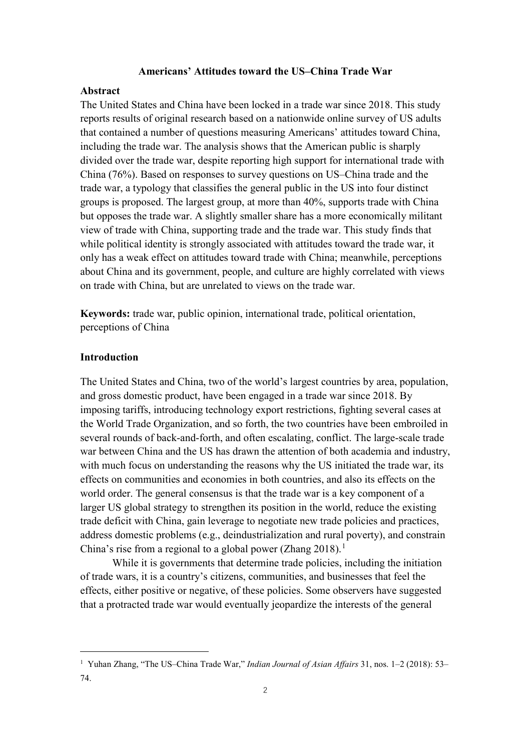**Americans' Attitudes toward the US–China Trade War**

**Abstract**

The United States and China have been locked in a trade war since 2018. This study reports results of original research based on a nationwide online survey of US adults that contained a number of questions measuring Americans' attitudes toward China, including the trade war. The analysis shows that the American public is sharply divided over the trade war, despite reporting high support for international trade with China (76%). Based on responses to survey questions on US–China trade and the trade war, a typology that classifies the general public in the US into four distinct groups is proposed. The largest group, at more than 40%, supports trade with China but opposes the trade war. A slightly smaller share has a more economically militant view of trade with China, supporting trade and the trade war. This study finds that while political identity is strongly associated with attitudes toward the trade war, it only has a weak effect on attitudes toward trade with China; meanwhile, perceptions about China and its government, people, and culture are highly correlated with views on trade with China, but are unrelated to views on the trade war.

**Keywords:** trade war, public opinion, international trade, political orientation, perceptions of China

**Introduction**

The United States and China, two of the world's largest countries by area, population, and gross domestic product, have been engaged in a trade war since 2018. By imposing tariffs, introducing technology export restrictions, fighting several cases at the World Trade Organization, and so forth, the two countries have been embroiled in several rounds of back-and-forth, and often escalating, conflict. The large-scale trade war between China and the US has drawn the attention of both academia and industry, with much focus on understanding the reasons why the US initiated the trade war, its effects on communities and economies in both countries, and also its effects on the world order. The general consensus is that the trade war is a key component of a larger US global strategy to strengthen its position in the world, reduce the existing trade deficit with China, gain leverage to negotiate new trade policies and practices, address domestic problems (e.g., deindustrialization and rural poverty), and constrain China's rise from a regional to a global power (Zhang 2018).[1]

While it is governments that determine trade policies, including the initiation of trade wars, it is a country's citizens, communities, and businesses that feel the effects, either positive or negative, of these policies. Some observers have suggested that a protracted trade war would eventually jeopardize the interests of the general

[1] Yuhan Zhang, "The US–China Trade War," *Indian Journal of Asian Affairs* 31, nos. 1–2 (2018): 53–74.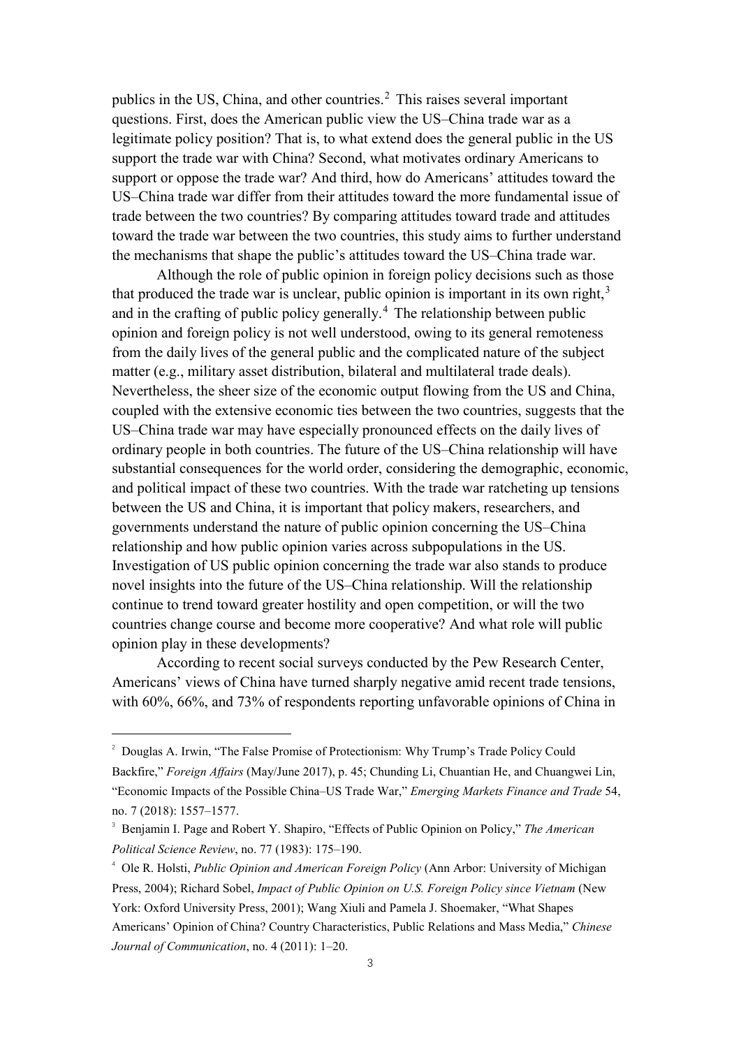publics in the US, China, and other countries.[2] This raises several important questions. First, does the American public view the US–China trade war as a legitimate policy position? That is, to what extend does the general public in the US support the trade war with China? Second, what motivates ordinary Americans to support or oppose the trade war? And third, how do Americans' attitudes toward the US–China trade war differ from their attitudes toward the more fundamental issue of trade between the two countries? By comparing attitudes toward trade and attitudes toward the trade war between the two countries, this study aims to further understand the mechanisms that shape the public's attitudes toward the US–China trade war.

Although the role of public opinion in foreign policy decisions such as those that produced the trade war is unclear, public opinion is important in its own right,[3] and in the crafting of public policy generally.[4] The relationship between public opinion and foreign policy is not well understood, owing to its general remoteness from the daily lives of the general public and the complicated nature of the subject matter (e.g., military asset distribution, bilateral and multilateral trade deals). Nevertheless, the sheer size of the economic output flowing from the US and China, coupled with the extensive economic ties between the two countries, suggests that the US–China trade war may have especially pronounced effects on the daily lives of ordinary people in both countries. The future of the US–China relationship will have substantial consequences for the world order, considering the demographic, economic, and political impact of these two countries. With the trade war ratcheting up tensions between the US and China, it is important that policy makers, researchers, and governments understand the nature of public opinion concerning the US–China relationship and how public opinion varies across subpopulations in the US. Investigation of US public opinion concerning the trade war also stands to produce novel insights into the future of the US–China relationship. Will the relationship continue to trend toward greater hostility and open competition, or will the two countries change course and become more cooperative? And what role will public opinion play in these developments?

According to recent social surveys conducted by the Pew Research Center, Americans' views of China have turned sharply negative amid recent trade tensions, with 60%, 66%, and 73% of respondents reporting unfavorable opinions of China in

---

[2] Douglas A. Irwin, "The False Promise of Protectionism: Why Trump's Trade Policy Could Backfire," *Foreign Affairs* (May/June 2017), p. 45; Chunding Li, Chuantian He, and Chuangwei Lin, "Economic Impacts of the Possible China–US Trade War," *Emerging Markets Finance and Trade* 54, no. 7 (2018): 1557–1577.

[3] Benjamin I. Page and Robert Y. Shapiro, "Effects of Public Opinion on Policy," *The American Political Science Review*, no. 77 (1983): 175–190.

[4] Ole R. Holsti, *Public Opinion and American Foreign Policy* (Ann Arbor: University of Michigan Press, 2004); Richard Sobel, *Impact of Public Opinion on U.S. Foreign Policy since Vietnam* (New York: Oxford University Press, 2001); Wang Xiuli and Pamela J. Shoemaker, "What Shapes Americans' Opinion of China? Country Characteristics, Public Relations and Mass Media," *Chinese Journal of Communication*, no. 4 (2011): 1–20.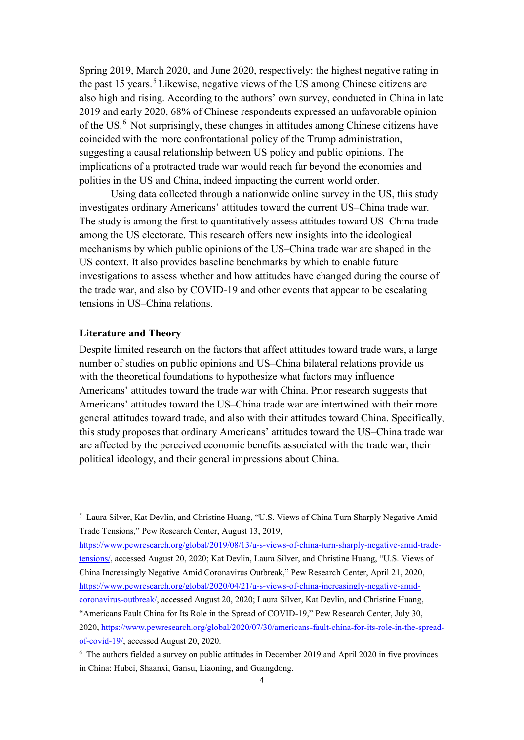Spring 2019, March 2020, and June 2020, respectively: the highest negative rating in the past 15 years.[5] Likewise, negative views of the US among Chinese citizens are also high and rising. According to the authors' own survey, conducted in China in late 2019 and early 2020, 68% of Chinese respondents expressed an unfavorable opinion of the US.[6] Not surprisingly, these changes in attitudes among Chinese citizens have coincided with the more confrontational policy of the Trump administration, suggesting a causal relationship between US policy and public opinions. The implications of a protracted trade war would reach far beyond the economies and polities in the US and China, indeed impacting the current world order.

Using data collected through a nationwide online survey in the US, this study investigates ordinary Americans' attitudes toward the current US–China trade war. The study is among the first to quantitatively assess attitudes toward US–China trade among the US electorate. This research offers new insights into the ideological mechanisms by which public opinions of the US–China trade war are shaped in the US context. It also provides baseline benchmarks by which to enable future investigations to assess whether and how attitudes have changed during the course of the trade war, and also by COVID-19 and other events that appear to be escalating tensions in US–China relations.

## Literature and Theory

Despite limited research on the factors that affect attitudes toward trade wars, a large number of studies on public opinions and US–China bilateral relations provide us with the theoretical foundations to hypothesize what factors may influence Americans' attitudes toward the trade war with China. Prior research suggests that Americans' attitudes toward the US–China trade war are intertwined with their more general attitudes toward trade, and also with their attitudes toward China. Specifically, this study proposes that ordinary Americans' attitudes toward the US–China trade war are affected by the perceived economic benefits associated with the trade war, their political ideology, and their general impressions about China.

---

[5] Laura Silver, Kat Devlin, and Christine Huang, "U.S. Views of China Turn Sharply Negative Amid Trade Tensions," Pew Research Center, August 13, 2019, https://www.pewresearch.org/global/2019/08/13/u-s-views-of-china-turn-sharply-negative-amid-trade-tensions/, accessed August 20, 2020; Kat Devlin, Laura Silver, and Christine Huang, "U.S. Views of China Increasingly Negative Amid Coronavirus Outbreak," Pew Research Center, April 21, 2020, https://www.pewresearch.org/global/2020/04/21/u-s-views-of-china-increasingly-negative-amid-coronavirus-outbreak/, accessed August 20, 2020; Laura Silver, Kat Devlin, and Christine Huang, "Americans Fault China for Its Role in the Spread of COVID-19," Pew Research Center, July 30, 2020, https://www.pewresearch.org/global/2020/07/30/americans-fault-china-for-its-role-in-the-spread-of-covid-19/, accessed August 20, 2020.

[6] The authors fielded a survey on public attitudes in December 2019 and April 2020 in five provinces in China: Hubei, Shaanxi, Gansu, Liaoning, and Guangdong.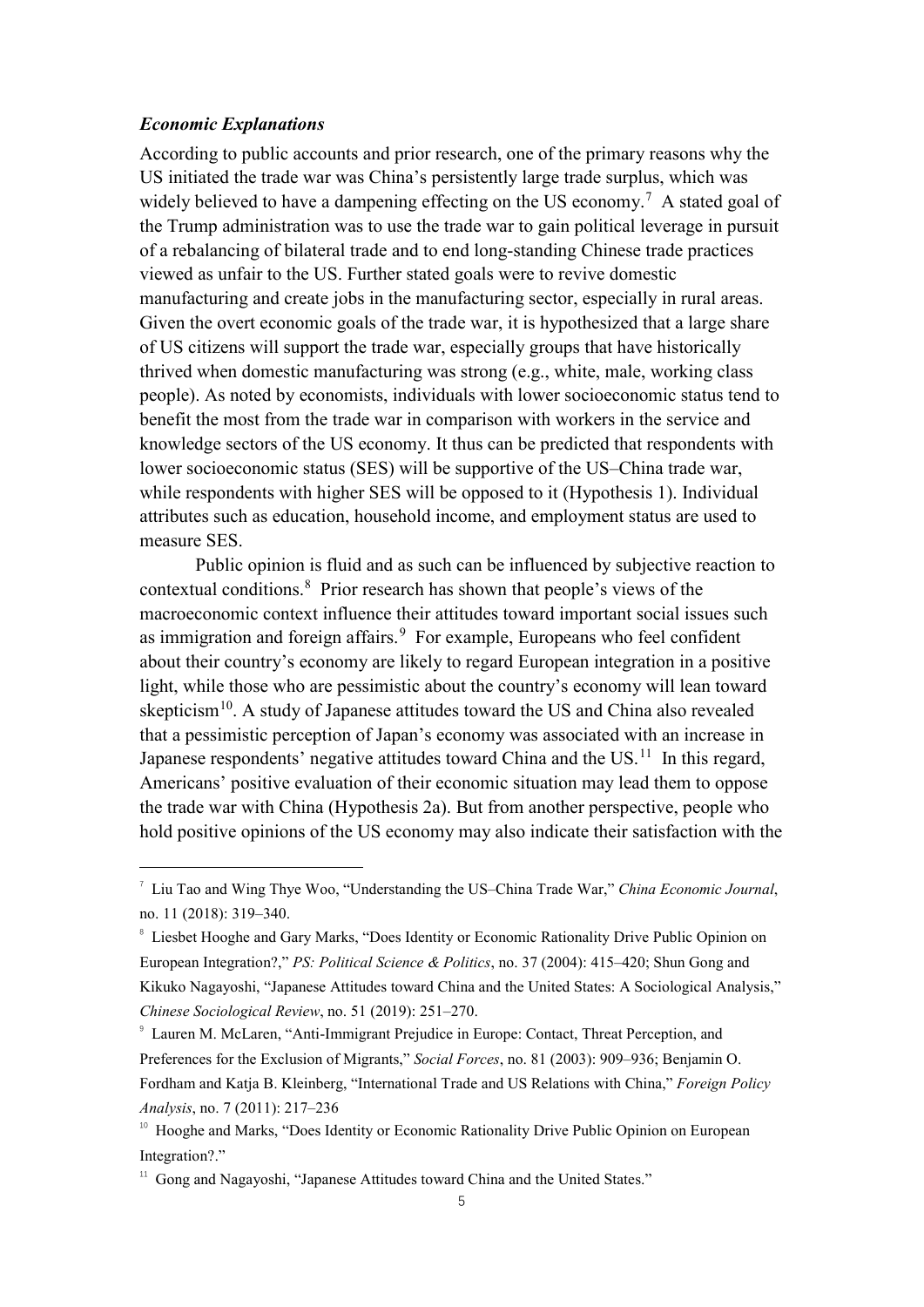### *Economic Explanations*

According to public accounts and prior research, one of the primary reasons why the US initiated the trade war was China's persistently large trade surplus, which was widely believed to have a dampening effecting on the US economy.[7] A stated goal of the Trump administration was to use the trade war to gain political leverage in pursuit of a rebalancing of bilateral trade and to end long-standing Chinese trade practices viewed as unfair to the US. Further stated goals were to revive domestic manufacturing and create jobs in the manufacturing sector, especially in rural areas. Given the overt economic goals of the trade war, it is hypothesized that a large share of US citizens will support the trade war, especially groups that have historically thrived when domestic manufacturing was strong (e.g., white, male, working class people). As noted by economists, individuals with lower socioeconomic status tend to benefit the most from the trade war in comparison with workers in the service and knowledge sectors of the US economy. It thus can be predicted that respondents with lower socioeconomic status (SES) will be supportive of the US–China trade war, while respondents with higher SES will be opposed to it (Hypothesis 1). Individual attributes such as education, household income, and employment status are used to measure SES.

Public opinion is fluid and as such can be influenced by subjective reaction to contextual conditions.[8] Prior research has shown that people's views of the macroeconomic context influence their attitudes toward important social issues such as immigration and foreign affairs.[9] For example, Europeans who feel confident about their country's economy are likely to regard European integration in a positive light, while those who are pessimistic about the country's economy will lean toward skepticism[10]. A study of Japanese attitudes toward the US and China also revealed that a pessimistic perception of Japan's economy was associated with an increase in Japanese respondents' negative attitudes toward China and the US.[11] In this regard, Americans' positive evaluation of their economic situation may lead them to oppose the trade war with China (Hypothesis 2a). But from another perspective, people who hold positive opinions of the US economy may also indicate their satisfaction with the

---

[7] Liu Tao and Wing Thye Woo, "Understanding the US–China Trade War," *China Economic Journal*, no. 11 (2018): 319–340.

[8] Liesbet Hooghe and Gary Marks, "Does Identity or Economic Rationality Drive Public Opinion on European Integration?," *PS: Political Science & Politics*, no. 37 (2004): 415–420; Shun Gong and Kikuko Nagayoshi, "Japanese Attitudes toward China and the United States: A Sociological Analysis," *Chinese Sociological Review*, no. 51 (2019): 251–270.

[9] Lauren M. McLaren, "Anti-Immigrant Prejudice in Europe: Contact, Threat Perception, and Preferences for the Exclusion of Migrants," *Social Forces*, no. 81 (2003): 909–936; Benjamin O. Fordham and Katja B. Kleinberg, "International Trade and US Relations with China," *Foreign Policy Analysis*, no. 7 (2011): 217–236

[10] Hooghe and Marks, "Does Identity or Economic Rationality Drive Public Opinion on European Integration?."

[11] Gong and Nagayoshi, "Japanese Attitudes toward China and the United States."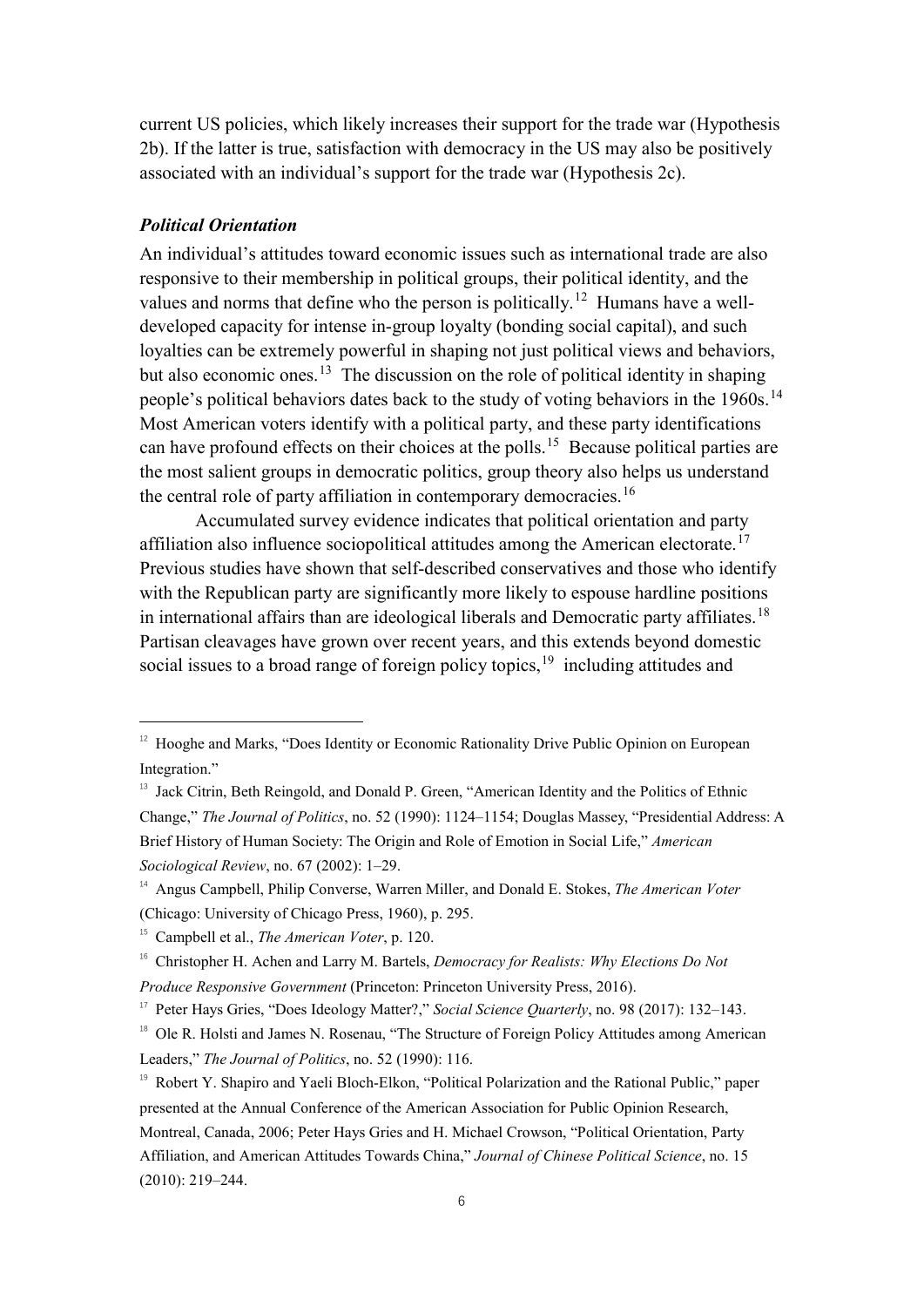current US policies, which likely increases their support for the trade war (Hypothesis 2b). If the latter is true, satisfaction with democracy in the US may also be positively associated with an individual's support for the trade war (Hypothesis 2c).

### *Political Orientation*

An individual's attitudes toward economic issues such as international trade are also responsive to their membership in political groups, their political identity, and the values and norms that define who the person is politically.[12] Humans have a well-developed capacity for intense in-group loyalty (bonding social capital), and such loyalties can be extremely powerful in shaping not just political views and behaviors, but also economic ones.[13] The discussion on the role of political identity in shaping people's political behaviors dates back to the study of voting behaviors in the 1960s.[14] Most American voters identify with a political party, and these party identifications can have profound effects on their choices at the polls.[15] Because political parties are the most salient groups in democratic politics, group theory also helps us understand the central role of party affiliation in contemporary democracies.[16]

Accumulated survey evidence indicates that political orientation and party affiliation also influence sociopolitical attitudes among the American electorate.[17] Previous studies have shown that self-described conservatives and those who identify with the Republican party are significantly more likely to espouse hardline positions in international affairs than are ideological liberals and Democratic party affiliates.[18] Partisan cleavages have grown over recent years, and this extends beyond domestic social issues to a broad range of foreign policy topics,[19] including attitudes and

---

[12] Hooghe and Marks, "Does Identity or Economic Rationality Drive Public Opinion on European Integration."

[13] Jack Citrin, Beth Reingold, and Donald P. Green, "American Identity and the Politics of Ethnic Change," *The Journal of Politics*, no. 52 (1990): 1124–1154; Douglas Massey, "Presidential Address: A Brief History of Human Society: The Origin and Role of Emotion in Social Life," *American Sociological Review*, no. 67 (2002): 1–29.

[14] Angus Campbell, Philip Converse, Warren Miller, and Donald E. Stokes, *The American Voter* (Chicago: University of Chicago Press, 1960), p. 295.

[15] Campbell et al., *The American Voter*, p. 120.

[16] Christopher H. Achen and Larry M. Bartels, *Democracy for Realists: Why Elections Do Not Produce Responsive Government* (Princeton: Princeton University Press, 2016).

[17] Peter Hays Gries, "Does Ideology Matter?," *Social Science Quarterly*, no. 98 (2017): 132–143.

[18] Ole R. Holsti and James N. Rosenau, "The Structure of Foreign Policy Attitudes among American Leaders," *The Journal of Politics*, no. 52 (1990): 116.

[19] Robert Y. Shapiro and Yaeli Bloch-Elkon, "Political Polarization and the Rational Public," paper presented at the Annual Conference of the American Association for Public Opinion Research, Montreal, Canada, 2006; Peter Hays Gries and H. Michael Crowson, "Political Orientation, Party Affiliation, and American Attitudes Towards China," *Journal of Chinese Political Science*, no. 15 (2010): 219–244.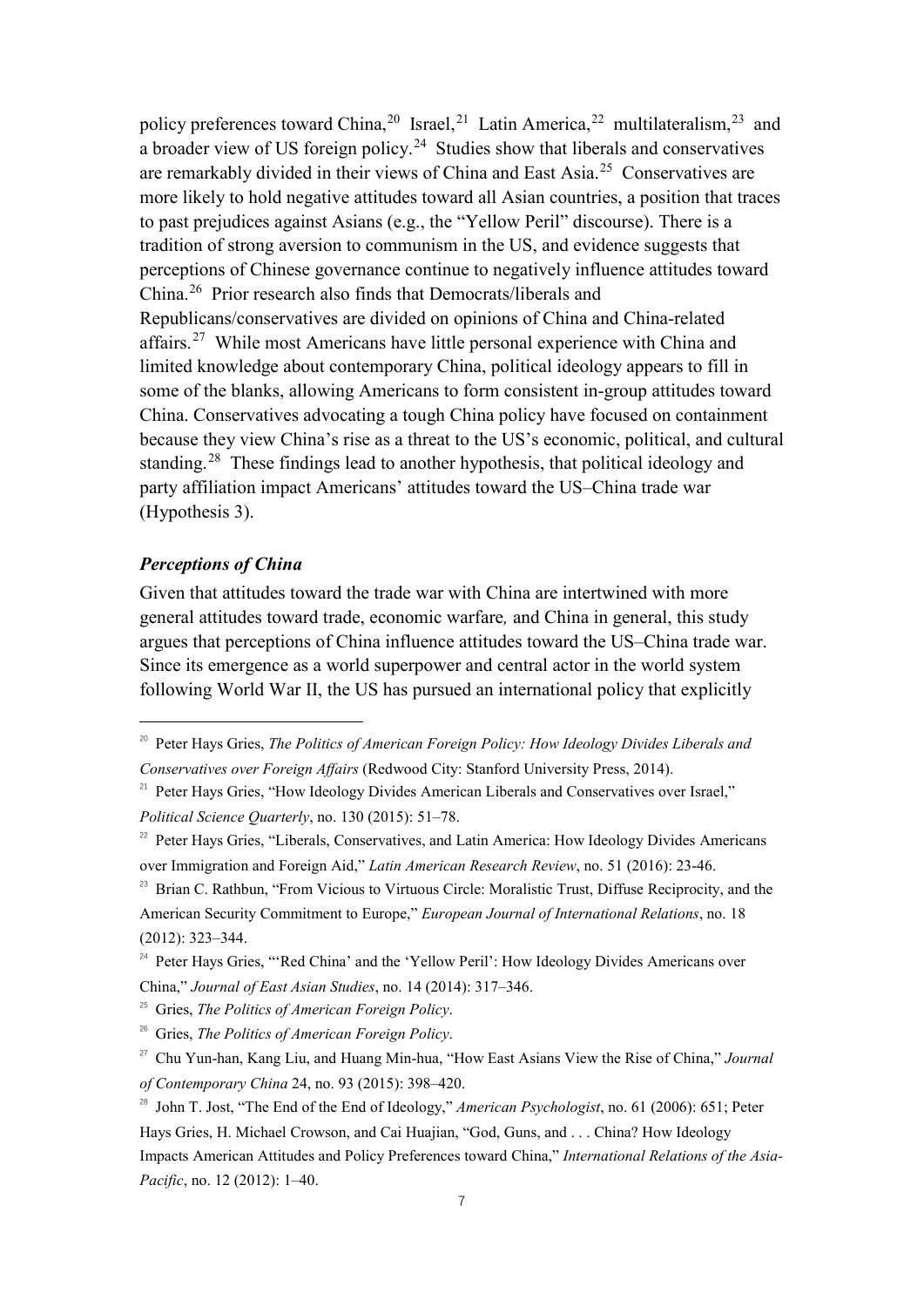policy preferences toward China,[20] Israel,[21] Latin America,[22] multilateralism,[23] and a broader view of US foreign policy.[24] Studies show that liberals and conservatives are remarkably divided in their views of China and East Asia.[25] Conservatives are more likely to hold negative attitudes toward all Asian countries, a position that traces to past prejudices against Asians (e.g., the "Yellow Peril" discourse). There is a tradition of strong aversion to communism in the US, and evidence suggests that perceptions of Chinese governance continue to negatively influence attitudes toward China.[26] Prior research also finds that Democrats/liberals and Republicans/conservatives are divided on opinions of China and China-related affairs.[27] While most Americans have little personal experience with China and limited knowledge about contemporary China, political ideology appears to fill in some of the blanks, allowing Americans to form consistent in-group attitudes toward China. Conservatives advocating a tough China policy have focused on containment because they view China's rise as a threat to the US's economic, political, and cultural standing.[28] These findings lead to another hypothesis, that political ideology and party affiliation impact Americans' attitudes toward the US–China trade war (Hypothesis 3).

### *Perceptions of China*

Given that attitudes toward the trade war with China are intertwined with more general attitudes toward trade, economic warfare*,* and China in general, this study argues that perceptions of China influence attitudes toward the US–China trade war. Since its emergence as a world superpower and central actor in the world system following World War II, the US has pursued an international policy that explicitly

---

[20] Peter Hays Gries, *The Politics of American Foreign Policy: How Ideology Divides Liberals and Conservatives over Foreign Affairs* (Redwood City: Stanford University Press, 2014).

[21] Peter Hays Gries, "How Ideology Divides American Liberals and Conservatives over Israel," *Political Science Quarterly*, no. 130 (2015): 51–78.

[22] Peter Hays Gries, "Liberals, Conservatives, and Latin America: How Ideology Divides Americans over Immigration and Foreign Aid," *Latin American Research Review*, no. 51 (2016): 23-46.

[23] Brian C. Rathbun, "From Vicious to Virtuous Circle: Moralistic Trust, Diffuse Reciprocity, and the American Security Commitment to Europe," *European Journal of International Relations*, no. 18 (2012): 323–344.

[24] Peter Hays Gries, "'Red China' and the 'Yellow Peril': How Ideology Divides Americans over China," *Journal of East Asian Studies*, no. 14 (2014): 317–346.

[25] Gries, *The Politics of American Foreign Policy*.

[26] Gries, *The Politics of American Foreign Policy*.

[27] Chu Yun-han, Kang Liu, and Huang Min-hua, "How East Asians View the Rise of China," *Journal of Contemporary China* 24, no. 93 (2015): 398–420.

[28] John T. Jost, "The End of the End of Ideology," *American Psychologist*, no. 61 (2006): 651; Peter Hays Gries, H. Michael Crowson, and Cai Huajian, "God, Guns, and . . . China? How Ideology Impacts American Attitudes and Policy Preferences toward China," *International Relations of the Asia-Pacific*, no. 12 (2012): 1–40.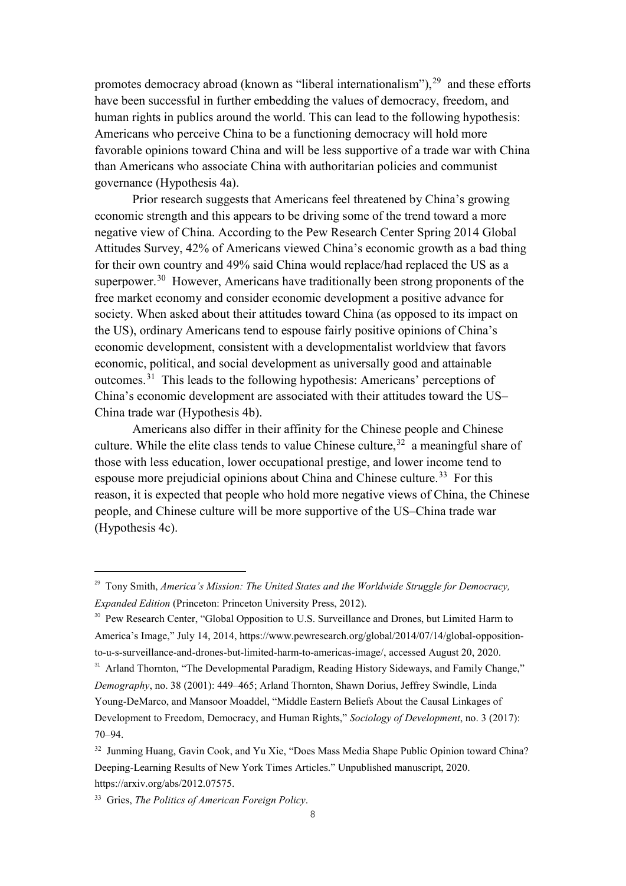promotes democracy abroad (known as "liberal internationalism"),[29] and these efforts have been successful in further embedding the values of democracy, freedom, and human rights in publics around the world. This can lead to the following hypothesis: Americans who perceive China to be a functioning democracy will hold more favorable opinions toward China and will be less supportive of a trade war with China than Americans who associate China with authoritarian policies and communist governance (Hypothesis 4a).

Prior research suggests that Americans feel threatened by China's growing economic strength and this appears to be driving some of the trend toward a more negative view of China. According to the Pew Research Center Spring 2014 Global Attitudes Survey, 42% of Americans viewed China's economic growth as a bad thing for their own country and 49% said China would replace/had replaced the US as a superpower.[30] However, Americans have traditionally been strong proponents of the free market economy and consider economic development a positive advance for society. When asked about their attitudes toward China (as opposed to its impact on the US), ordinary Americans tend to espouse fairly positive opinions of China's economic development, consistent with a developmentalist worldview that favors economic, political, and social development as universally good and attainable outcomes.[31] This leads to the following hypothesis: Americans' perceptions of China's economic development are associated with their attitudes toward the US–China trade war (Hypothesis 4b).

Americans also differ in their affinity for the Chinese people and Chinese culture. While the elite class tends to value Chinese culture,[32] a meaningful share of those with less education, lower occupational prestige, and lower income tend to espouse more prejudicial opinions about China and Chinese culture.[33] For this reason, it is expected that people who hold more negative views of China, the Chinese people, and Chinese culture will be more supportive of the US–China trade war (Hypothesis 4c).

---

[29] Tony Smith, *America's Mission: The United States and the Worldwide Struggle for Democracy, Expanded Edition* (Princeton: Princeton University Press, 2012).

[30] Pew Research Center, "Global Opposition to U.S. Surveillance and Drones, but Limited Harm to America's Image," July 14, 2014, https://www.pewresearch.org/global/2014/07/14/global-opposition-to-u-s-surveillance-and-drones-but-limited-harm-to-americas-image/, accessed August 20, 2020.

[31] Arland Thornton, "The Developmental Paradigm, Reading History Sideways, and Family Change," *Demography*, no. 38 (2001): 449–465; Arland Thornton, Shawn Dorius, Jeffrey Swindle, Linda Young-DeMarco, and Mansoor Moaddel, "Middle Eastern Beliefs About the Causal Linkages of Development to Freedom, Democracy, and Human Rights," *Sociology of Development*, no. 3 (2017): 70–94.

[32] Junming Huang, Gavin Cook, and Yu Xie, "Does Mass Media Shape Public Opinion toward China? Deeping-Learning Results of New York Times Articles." Unpublished manuscript, 2020. https://arxiv.org/abs/2012.07575.

[33] Gries, *The Politics of American Foreign Policy*.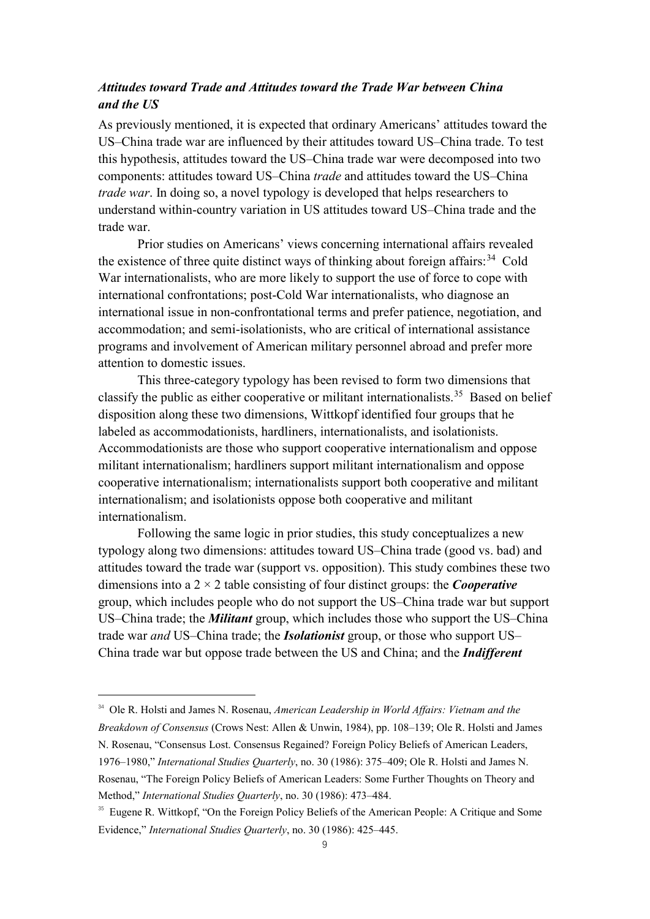### *Attitudes toward Trade and Attitudes toward the Trade War between China and the US*

As previously mentioned, it is expected that ordinary Americans' attitudes toward the US–China trade war are influenced by their attitudes toward US–China trade. To test this hypothesis, attitudes toward the US–China trade war were decomposed into two components: attitudes toward US–China *trade* and attitudes toward the US–China *trade war*. In doing so, a novel typology is developed that helps researchers to understand within-country variation in US attitudes toward US–China trade and the trade war.

Prior studies on Americans' views concerning international affairs revealed the existence of three quite distinct ways of thinking about foreign affairs:[34] Cold War internationalists, who are more likely to support the use of force to cope with international confrontations; post-Cold War internationalists, who diagnose an international issue in non-confrontational terms and prefer patience, negotiation, and accommodation; and semi-isolationists, who are critical of international assistance programs and involvement of American military personnel abroad and prefer more attention to domestic issues.

This three-category typology has been revised to form two dimensions that classify the public as either cooperative or militant internationalists.[35] Based on belief disposition along these two dimensions, Wittkopf identified four groups that he labeled as accommodationists, hardliners, internationalists, and isolationists. Accommodationists are those who support cooperative internationalism and oppose militant internationalism; hardliners support militant internationalism and oppose cooperative internationalism; internationalists support both cooperative and militant internationalism; and isolationists oppose both cooperative and militant internationalism.

Following the same logic in prior studies, this study conceptualizes a new typology along two dimensions: attitudes toward US–China trade (good vs. bad) and attitudes toward the trade war (support vs. opposition). This study combines these two dimensions into a $2 \times 2$ table consisting of four distinct groups: the ***Cooperative*** group, which includes people who do not support the US–China trade war but support US–China trade; the ***Militant*** group, which includes those who support the US–China trade war *and* US–China trade; the ***Isolationist*** group, or those who support US–China trade war but oppose trade between the US and China; and the ***Indifferent***

---

[34] Ole R. Holsti and James N. Rosenau, *American Leadership in World Affairs: Vietnam and the Breakdown of Consensus* (Crows Nest: Allen & Unwin, 1984), pp. 108–139; Ole R. Holsti and James N. Rosenau, "Consensus Lost. Consensus Regained? Foreign Policy Beliefs of American Leaders, 1976–1980," *International Studies Quarterly*, no. 30 (1986): 375–409; Ole R. Holsti and James N. Rosenau, "The Foreign Policy Beliefs of American Leaders: Some Further Thoughts on Theory and Method," *International Studies Quarterly*, no. 30 (1986): 473–484.

[35] Eugene R. Wittkopf, "On the Foreign Policy Beliefs of the American People: A Critique and Some Evidence," *International Studies Quarterly*, no. 30 (1986): 425–445.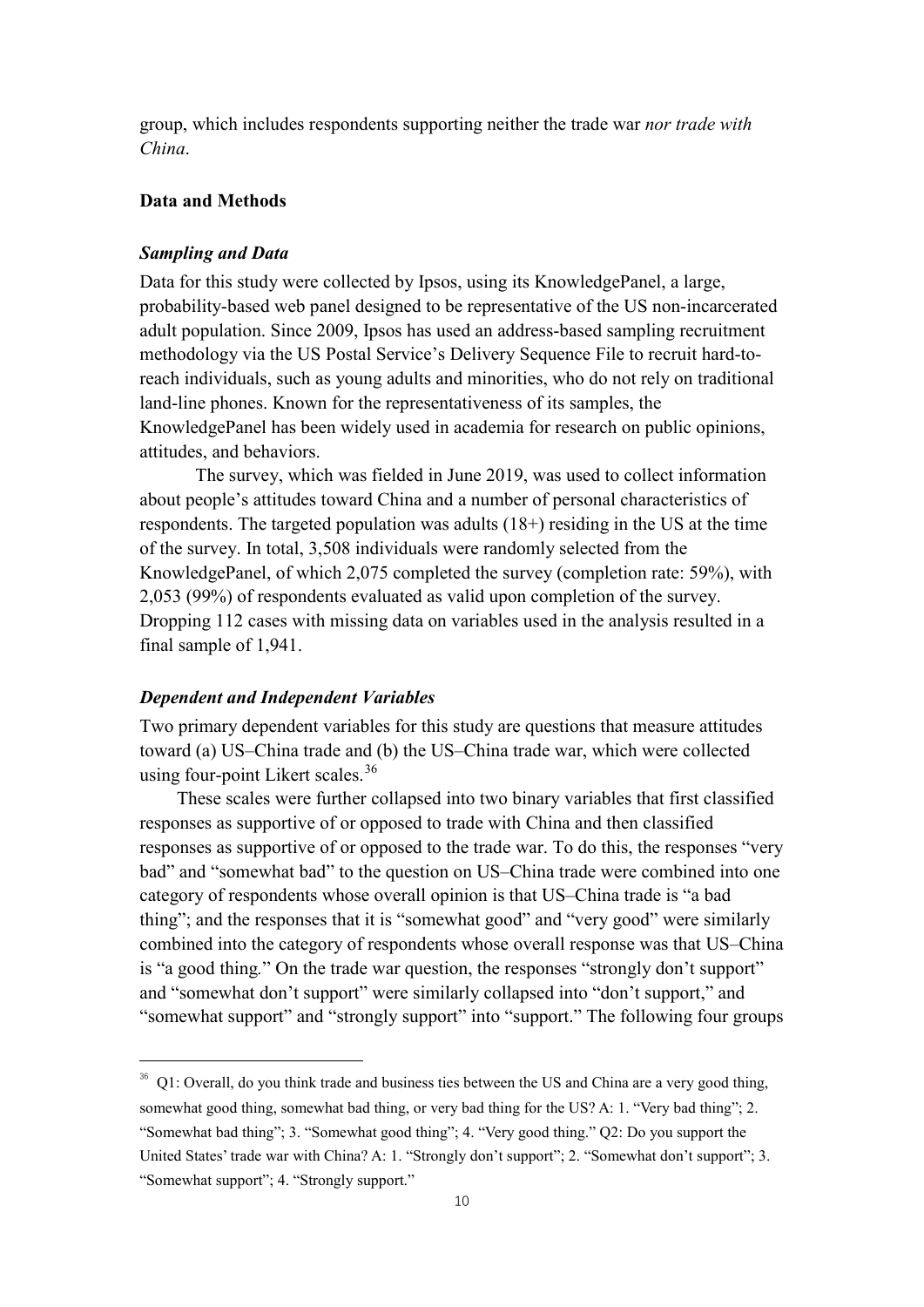group, which includes respondents supporting neither the trade war *nor trade with China*.

## Data and Methods

### *Sampling and Data*

Data for this study were collected by Ipsos, using its KnowledgePanel, a large, probability-based web panel designed to be representative of the US non-incarcerated adult population. Since 2009, Ipsos has used an address-based sampling recruitment methodology via the US Postal Service's Delivery Sequence File to recruit hard-to-reach individuals, such as young adults and minorities, who do not rely on traditional land-line phones. Known for the representativeness of its samples, the KnowledgePanel has been widely used in academia for research on public opinions, attitudes, and behaviors.

The survey, which was fielded in June 2019, was used to collect information about people's attitudes toward China and a number of personal characteristics of respondents. The targeted population was adults (18+) residing in the US at the time of the survey. In total, 3,508 individuals were randomly selected from the KnowledgePanel, of which 2,075 completed the survey (completion rate: 59%), with 2,053 (99%) of respondents evaluated as valid upon completion of the survey. Dropping 112 cases with missing data on variables used in the analysis resulted in a final sample of 1,941.

### *Dependent and Independent Variables*

Two primary dependent variables for this study are questions that measure attitudes toward (a) US–China trade and (b) the US–China trade war, which were collected using four-point Likert scales.[36]

These scales were further collapsed into two binary variables that first classified responses as supportive of or opposed to trade with China and then classified responses as supportive of or opposed to the trade war. To do this, the responses "very bad" and "somewhat bad" to the question on US–China trade were combined into one category of respondents whose overall opinion is that US–China trade is "a bad thing"; and the responses that it is "somewhat good" and "very good" were similarly combined into the category of respondents whose overall response was that US–China is "a good thing." On the trade war question, the responses "strongly don't support" and "somewhat don't support" were similarly collapsed into "don't support," and "somewhat support" and "strongly support" into "support." The following four groups

[36] Q1: Overall, do you think trade and business ties between the US and China are a very good thing, somewhat good thing, somewhat bad thing, or very bad thing for the US? A: 1. "Very bad thing"; 2. "Somewhat bad thing"; 3. "Somewhat good thing"; 4. "Very good thing." Q2: Do you support the United States' trade war with China? A: 1. "Strongly don't support"; 2. "Somewhat don't support"; 3. "Somewhat support"; 4. "Strongly support."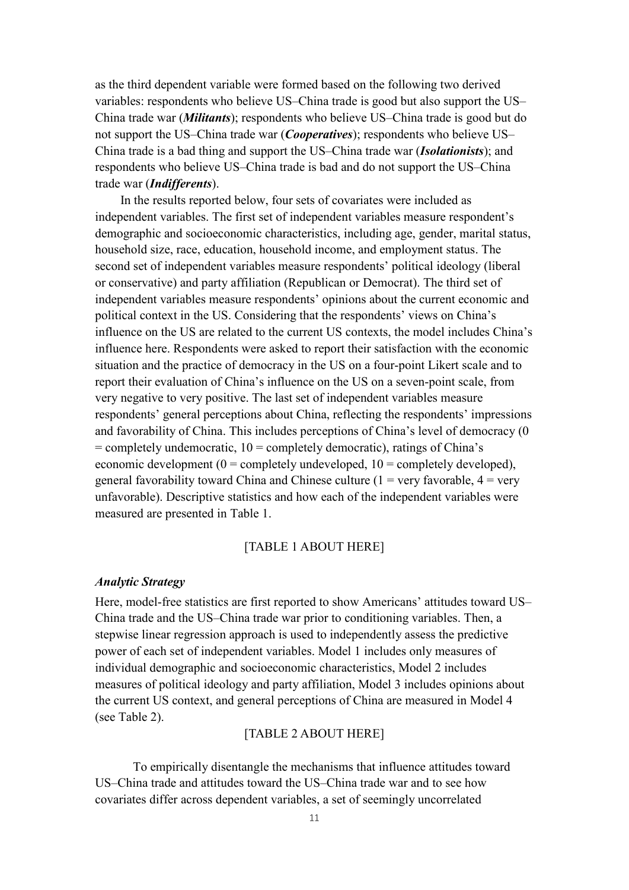as the third dependent variable were formed based on the following two derived variables: respondents who believe US–China trade is good but also support the US–China trade war (***Militants***); respondents who believe US–China trade is good but do not support the US–China trade war (***Cooperatives***); respondents who believe US–China trade is a bad thing and support the US–China trade war (***Isolationists***); and respondents who believe US–China trade is bad and do not support the US–China trade war (***Indifferents***).

In the results reported below, four sets of covariates were included as independent variables. The first set of independent variables measure respondent's demographic and socioeconomic characteristics, including age, gender, marital status, household size, race, education, household income, and employment status. The second set of independent variables measure respondents' political ideology (liberal or conservative) and party affiliation (Republican or Democrat). The third set of independent variables measure respondents' opinions about the current economic and political context in the US. Considering that the respondents' views on China's influence on the US are related to the current US contexts, the model includes China's influence here. Respondents were asked to report their satisfaction with the economic situation and the practice of democracy in the US on a four-point Likert scale and to report their evaluation of China's influence on the US on a seven-point scale, from very negative to very positive. The last set of independent variables measure respondents' general perceptions about China, reflecting the respondents' impressions and favorability of China. This includes perceptions of China's level of democracy (0 = completely undemocratic, 10 = completely democratic), ratings of China's economic development (0 = completely undeveloped, 10 = completely developed), general favorability toward China and Chinese culture (1 = very favorable, 4 = very unfavorable). Descriptive statistics and how each of the independent variables were measured are presented in Table 1.

[TABLE 1 ABOUT HERE]

### *Analytic Strategy*

Here, model-free statistics are first reported to show Americans' attitudes toward US–China trade and the US–China trade war prior to conditioning variables. Then, a stepwise linear regression approach is used to independently assess the predictive power of each set of independent variables. Model 1 includes only measures of individual demographic and socioeconomic characteristics, Model 2 includes measures of political ideology and party affiliation, Model 3 includes opinions about the current US context, and general perceptions of China are measured in Model 4 (see Table 2).

[TABLE 2 ABOUT HERE]

To empirically disentangle the mechanisms that influence attitudes toward US–China trade and attitudes toward the US–China trade war and to see how covariates differ across dependent variables, a set of seemingly uncorrelated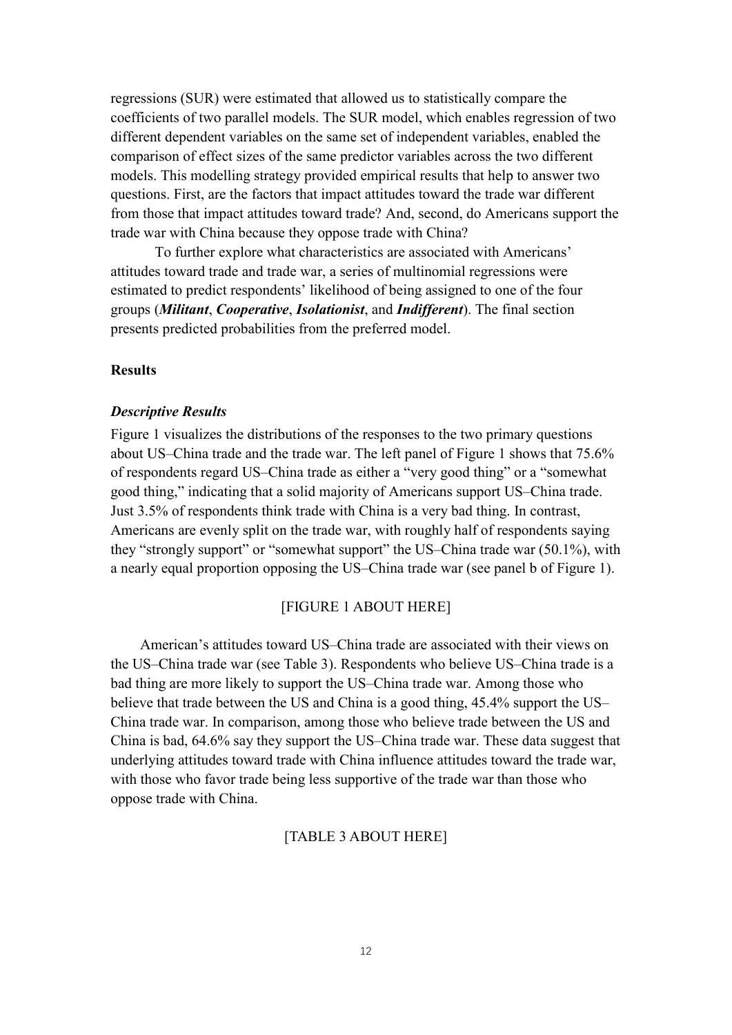regressions (SUR) were estimated that allowed us to statistically compare the coefficients of two parallel models. The SUR model, which enables regression of two different dependent variables on the same set of independent variables, enabled the comparison of effect sizes of the same predictor variables across the two different models. This modelling strategy provided empirical results that help to answer two questions. First, are the factors that impact attitudes toward the trade war different from those that impact attitudes toward trade? And, second, do Americans support the trade war with China because they oppose trade with China?

To further explore what characteristics are associated with Americans' attitudes toward trade and trade war, a series of multinomial regressions were estimated to predict respondents' likelihood of being assigned to one of the four groups (***Militant***, ***Cooperative***, ***Isolationist***, and ***Indifferent***). The final section presents predicted probabilities from the preferred model.

## Results

### *Descriptive Results*

Figure 1 visualizes the distributions of the responses to the two primary questions about US–China trade and the trade war. The left panel of Figure 1 shows that 75.6% of respondents regard US–China trade as either a "very good thing" or a "somewhat good thing," indicating that a solid majority of Americans support US–China trade. Just 3.5% of respondents think trade with China is a very bad thing. In contrast, Americans are evenly split on the trade war, with roughly half of respondents saying they "strongly support" or "somewhat support" the US–China trade war (50.1%), with a nearly equal proportion opposing the US–China trade war (see panel b of Figure 1).

[FIGURE 1 ABOUT HERE]

American's attitudes toward US–China trade are associated with their views on the US–China trade war (see Table 3). Respondents who believe US–China trade is a bad thing are more likely to support the US–China trade war. Among those who believe that trade between the US and China is a good thing, 45.4% support the US–China trade war. In comparison, among those who believe trade between the US and China is bad, 64.6% say they support the US–China trade war. These data suggest that underlying attitudes toward trade with China influence attitudes toward the trade war, with those who favor trade being less supportive of the trade war than those who oppose trade with China.

[TABLE 3 ABOUT HERE]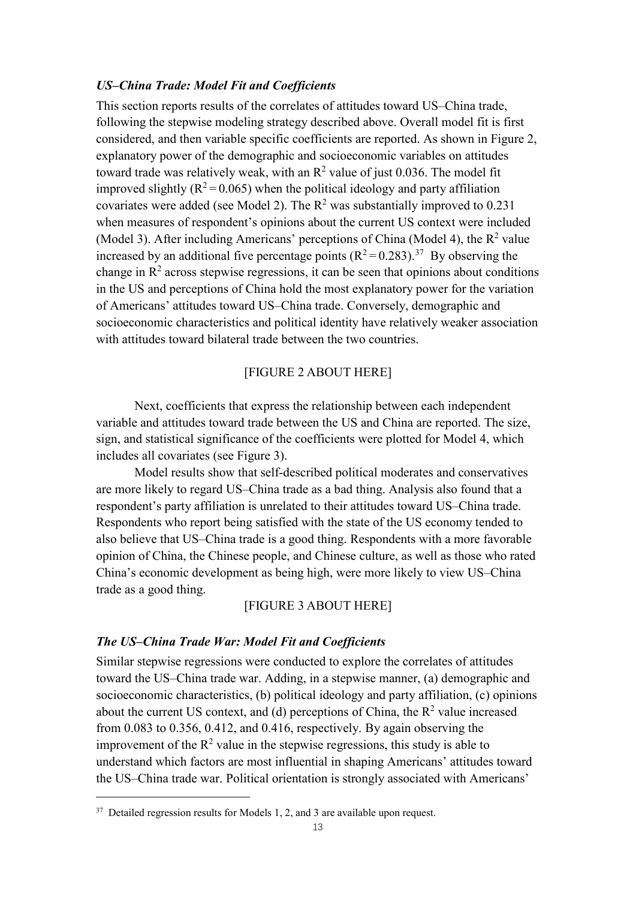### *US–China Trade: Model Fit and Coefficients*

This section reports results of the correlates of attitudes toward US–China trade, following the stepwise modeling strategy described above. Overall model fit is first considered, and then variable specific coefficients are reported. As shown in Figure 2, explanatory power of the demographic and socioeconomic variables on attitudes toward trade was relatively weak, with an $R^2$ value of just 0.036. The model fit improved slightly ($R^2 = 0.065$) when the political ideology and party affiliation covariates were added (see Model 2). The $R^2$ was substantially improved to 0.231 when measures of respondent's opinions about the current US context were included (Model 3). After including Americans' perceptions of China (Model 4), the $R^2$ value increased by an additional five percentage points ($R^2 = 0.283$).[37] By observing the change in $R^2$ across stepwise regressions, it can be seen that opinions about conditions in the US and perceptions of China hold the most explanatory power for the variation of Americans' attitudes toward US–China trade. Conversely, demographic and socioeconomic characteristics and political identity have relatively weaker association with attitudes toward bilateral trade between the two countries.

[FIGURE 2 ABOUT HERE]

Next, coefficients that express the relationship between each independent variable and attitudes toward trade between the US and China are reported. The size, sign, and statistical significance of the coefficients were plotted for Model 4, which includes all covariates (see Figure 3).

Model results show that self-described political moderates and conservatives are more likely to regard US–China trade as a bad thing. Analysis also found that a respondent's party affiliation is unrelated to their attitudes toward US–China trade. Respondents who report being satisfied with the state of the US economy tended to also believe that US–China trade is a good thing. Respondents with a more favorable opinion of China, the Chinese people, and Chinese culture, as well as those who rated China's economic development as being high, were more likely to view US–China trade as a good thing.

[FIGURE 3 ABOUT HERE]

### *The US–China Trade War: Model Fit and Coefficients*

Similar stepwise regressions were conducted to explore the correlates of attitudes toward the US–China trade war. Adding, in a stepwise manner, (a) demographic and socioeconomic characteristics, (b) political ideology and party affiliation, (c) opinions about the current US context, and (d) perceptions of China, the $R^2$ value increased from 0.083 to 0.356, 0.412, and 0.416, respectively. By again observing the improvement of the $R^2$ value in the stepwise regressions, this study is able to understand which factors are most influential in shaping Americans' attitudes toward the US–China trade war. Political orientation is strongly associated with Americans'

[37] Detailed regression results for Models 1, 2, and 3 are available upon request.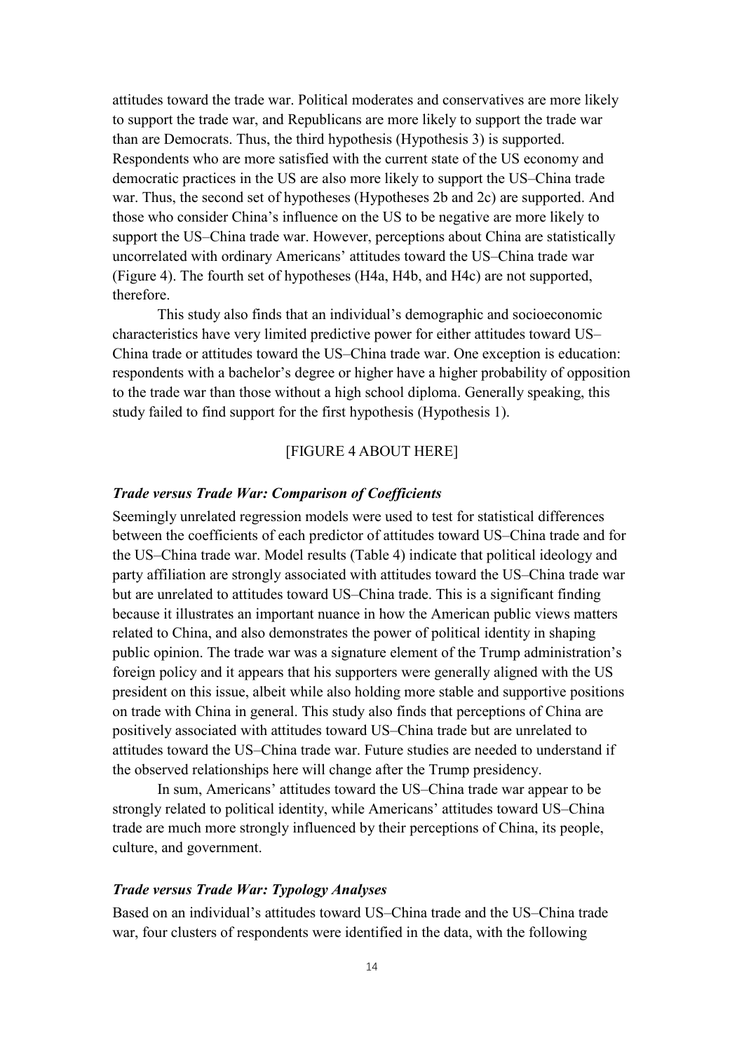attitudes toward the trade war. Political moderates and conservatives are more likely to support the trade war, and Republicans are more likely to support the trade war than are Democrats. Thus, the third hypothesis (Hypothesis 3) is supported. Respondents who are more satisfied with the current state of the US economy and democratic practices in the US are also more likely to support the US–China trade war. Thus, the second set of hypotheses (Hypotheses 2b and 2c) are supported. And those who consider China's influence on the US to be negative are more likely to support the US–China trade war. However, perceptions about China are statistically uncorrelated with ordinary Americans' attitudes toward the US–China trade war (Figure 4). The fourth set of hypotheses (H4a, H4b, and H4c) are not supported, therefore.

This study also finds that an individual's demographic and socioeconomic characteristics have very limited predictive power for either attitudes toward US–China trade or attitudes toward the US–China trade war. One exception is education: respondents with a bachelor's degree or higher have a higher probability of opposition to the trade war than those without a high school diploma. Generally speaking, this study failed to find support for the first hypothesis (Hypothesis 1).

[FIGURE 4 ABOUT HERE]

### *Trade versus Trade War: Comparison of Coefficients*

Seemingly unrelated regression models were used to test for statistical differences between the coefficients of each predictor of attitudes toward US–China trade and for the US–China trade war. Model results (Table 4) indicate that political ideology and party affiliation are strongly associated with attitudes toward the US–China trade war but are unrelated to attitudes toward US–China trade. This is a significant finding because it illustrates an important nuance in how the American public views matters related to China, and also demonstrates the power of political identity in shaping public opinion. The trade war was a signature element of the Trump administration's foreign policy and it appears that his supporters were generally aligned with the US president on this issue, albeit while also holding more stable and supportive positions on trade with China in general. This study also finds that perceptions of China are positively associated with attitudes toward US–China trade but are unrelated to attitudes toward the US–China trade war. Future studies are needed to understand if the observed relationships here will change after the Trump presidency.

In sum, Americans' attitudes toward the US–China trade war appear to be strongly related to political identity, while Americans' attitudes toward US–China trade are much more strongly influenced by their perceptions of China, its people, culture, and government.

### *Trade versus Trade War: Typology Analyses*

Based on an individual's attitudes toward US–China trade and the US–China trade war, four clusters of respondents were identified in the data, with the following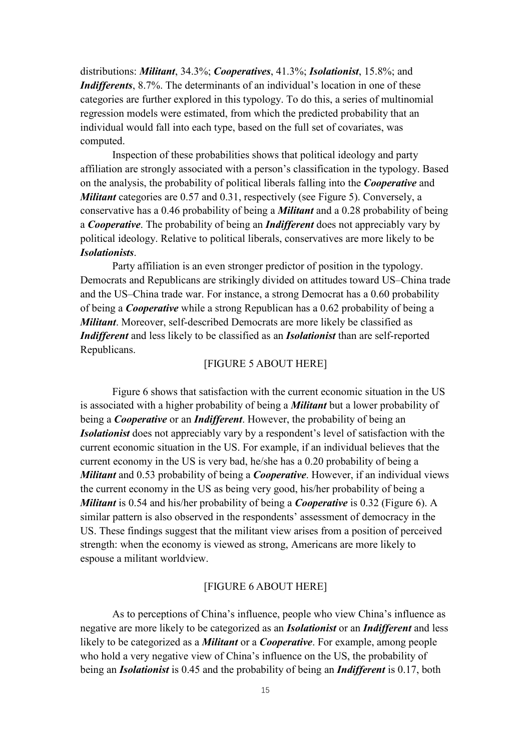distributions: ***Militant***, 34.3%; ***Cooperatives***, 41.3%; ***Isolationist***, 15.8%; and ***Indifferents***, 8.7%. The determinants of an individual's location in one of these categories are further explored in this typology. To do this, a series of multinomial regression models were estimated, from which the predicted probability that an individual would fall into each type, based on the full set of covariates, was computed.

Inspection of these probabilities shows that political ideology and party affiliation are strongly associated with a person's classification in the typology. Based on the analysis, the probability of political liberals falling into the ***Cooperative*** and ***Militant*** categories are 0.57 and 0.31, respectively (see Figure 5). Conversely, a conservative has a 0.46 probability of being a ***Militant*** and a 0.28 probability of being a ***Cooperative***. The probability of being an ***Indifferent*** does not appreciably vary by political ideology. Relative to political liberals, conservatives are more likely to be ***Isolationists***.

Party affiliation is an even stronger predictor of position in the typology. Democrats and Republicans are strikingly divided on attitudes toward US–China trade and the US–China trade war. For instance, a strong Democrat has a 0.60 probability of being a ***Cooperative*** while a strong Republican has a 0.62 probability of being a ***Militant***. Moreover, self-described Democrats are more likely be classified as ***Indifferent*** and less likely to be classified as an ***Isolationist*** than are self-reported Republicans.

[FIGURE 5 ABOUT HERE]

Figure 6 shows that satisfaction with the current economic situation in the US is associated with a higher probability of being a ***Militant*** but a lower probability of being a ***Cooperative*** or an ***Indifferent***. However, the probability of being an ***Isolationist*** does not appreciably vary by a respondent's level of satisfaction with the current economic situation in the US. For example, if an individual believes that the current economy in the US is very bad, he/she has a 0.20 probability of being a ***Militant*** and 0.53 probability of being a ***Cooperative***. However, if an individual views the current economy in the US as being very good, his/her probability of being a ***Militant*** is 0.54 and his/her probability of being a ***Cooperative*** is 0.32 (Figure 6). A similar pattern is also observed in the respondents' assessment of democracy in the US. These findings suggest that the militant view arises from a position of perceived strength: when the economy is viewed as strong, Americans are more likely to espouse a militant worldview.

[FIGURE 6 ABOUT HERE]

As to perceptions of China's influence, people who view China's influence as negative are more likely to be categorized as an ***Isolationist*** or an ***Indifferent*** and less likely to be categorized as a ***Militant*** or a ***Cooperative***. For example, among people who hold a very negative view of China's influence on the US, the probability of being an ***Isolationist*** is 0.45 and the probability of being an ***Indifferent*** is 0.17, both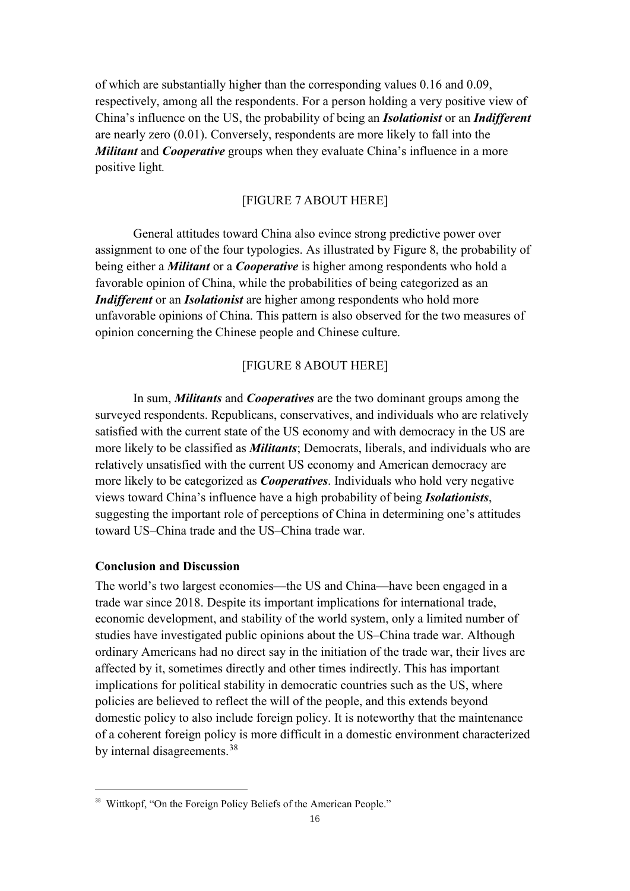of which are substantially higher than the corresponding values 0.16 and 0.09, respectively, among all the respondents. For a person holding a very positive view of China's influence on the US, the probability of being an ***Isolationist*** or an ***Indifferent*** are nearly zero (0.01). Conversely, respondents are more likely to fall into the ***Militant*** and ***Cooperative*** groups when they evaluate China's influence in a more positive light.

[FIGURE 7 ABOUT HERE]

General attitudes toward China also evince strong predictive power over assignment to one of the four typologies. As illustrated by Figure 8, the probability of being either a ***Militant*** or a ***Cooperative*** is higher among respondents who hold a favorable opinion of China, while the probabilities of being categorized as an ***Indifferent*** or an ***Isolationist*** are higher among respondents who hold more unfavorable opinions of China. This pattern is also observed for the two measures of opinion concerning the Chinese people and Chinese culture.

[FIGURE 8 ABOUT HERE]

In sum, ***Militants*** and ***Cooperatives*** are the two dominant groups among the surveyed respondents. Republicans, conservatives, and individuals who are relatively satisfied with the current state of the US economy and with democracy in the US are more likely to be classified as ***Militants***; Democrats, liberals, and individuals who are relatively unsatisfied with the current US economy and American democracy are more likely to be categorized as ***Cooperatives***. Individuals who hold very negative views toward China's influence have a high probability of being ***Isolationists***, suggesting the important role of perceptions of China in determining one's attitudes toward US–China trade and the US–China trade war.

## Conclusion and Discussion

The world's two largest economies—the US and China—have been engaged in a trade war since 2018. Despite its important implications for international trade, economic development, and stability of the world system, only a limited number of studies have investigated public opinions about the US–China trade war. Although ordinary Americans had no direct say in the initiation of the trade war, their lives are affected by it, sometimes directly and other times indirectly. This has important implications for political stability in democratic countries such as the US, where policies are believed to reflect the will of the people, and this extends beyond domestic policy to also include foreign policy. It is noteworthy that the maintenance of a coherent foreign policy is more difficult in a domestic environment characterized by internal disagreements.[38]

[38] Wittkopf, "On the Foreign Policy Beliefs of the American People."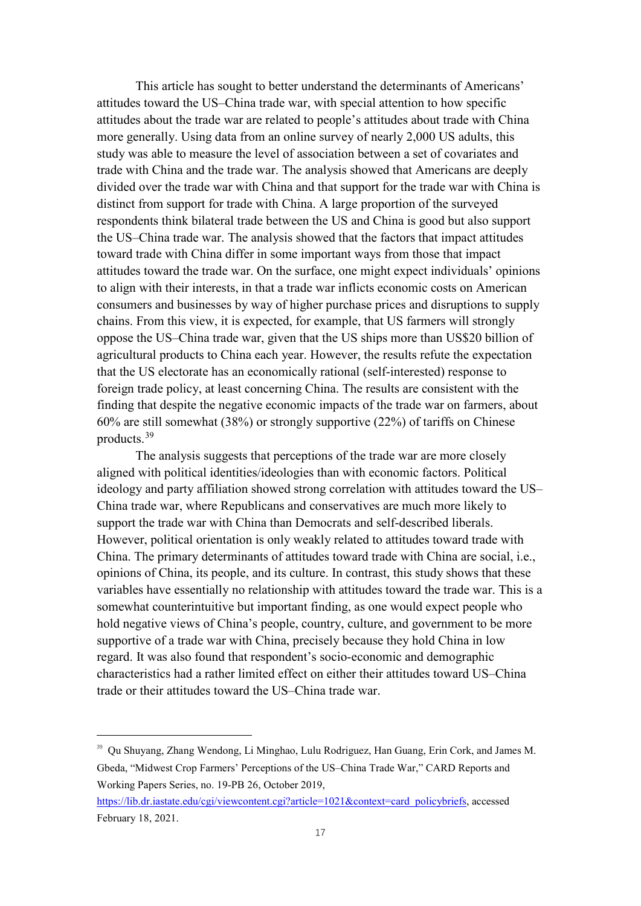This article has sought to better understand the determinants of Americans' attitudes toward the US–China trade war, with special attention to how specific attitudes about the trade war are related to people's attitudes about trade with China more generally. Using data from an online survey of nearly 2,000 US adults, this study was able to measure the level of association between a set of covariates and trade with China and the trade war. The analysis showed that Americans are deeply divided over the trade war with China and that support for the trade war with China is distinct from support for trade with China. A large proportion of the surveyed respondents think bilateral trade between the US and China is good but also support the US–China trade war. The analysis showed that the factors that impact attitudes toward trade with China differ in some important ways from those that impact attitudes toward the trade war. On the surface, one might expect individuals' opinions to align with their interests, in that a trade war inflicts economic costs on American consumers and businesses by way of higher purchase prices and disruptions to supply chains. From this view, it is expected, for example, that US farmers will strongly oppose the US–China trade war, given that the US ships more than US$20 billion of agricultural products to China each year. However, the results refute the expectation that the US electorate has an economically rational (self-interested) response to foreign trade policy, at least concerning China. The results are consistent with the finding that despite the negative economic impacts of the trade war on farmers, about 60% are still somewhat (38%) or strongly supportive (22%) of tariffs on Chinese products.[39]

The analysis suggests that perceptions of the trade war are more closely aligned with political identities/ideologies than with economic factors. Political ideology and party affiliation showed strong correlation with attitudes toward the US–China trade war, where Republicans and conservatives are much more likely to support the trade war with China than Democrats and self-described liberals. However, political orientation is only weakly related to attitudes toward trade with China. The primary determinants of attitudes toward trade with China are social, i.e., opinions of China, its people, and its culture. In contrast, this study shows that these variables have essentially no relationship with attitudes toward the trade war. This is a somewhat counterintuitive but important finding, as one would expect people who hold negative views of China's people, country, culture, and government to be more supportive of a trade war with China, precisely because they hold China in low regard. It was also found that respondent's socio-economic and demographic characteristics had a rather limited effect on either their attitudes toward US–China trade or their attitudes toward the US–China trade war.

---

[39] Qu Shuyang, Zhang Wendong, Li Minghao, Lulu Rodriguez, Han Guang, Erin Cork, and James M. Gbeda, "Midwest Crop Farmers' Perceptions of the US–China Trade War," CARD Reports and Working Papers Series, no. 19-PB 26, October 2019, https://lib.dr.iastate.edu/cgi/viewcontent.cgi?article=1021&context=card_policybriefs, accessed February 18, 2021.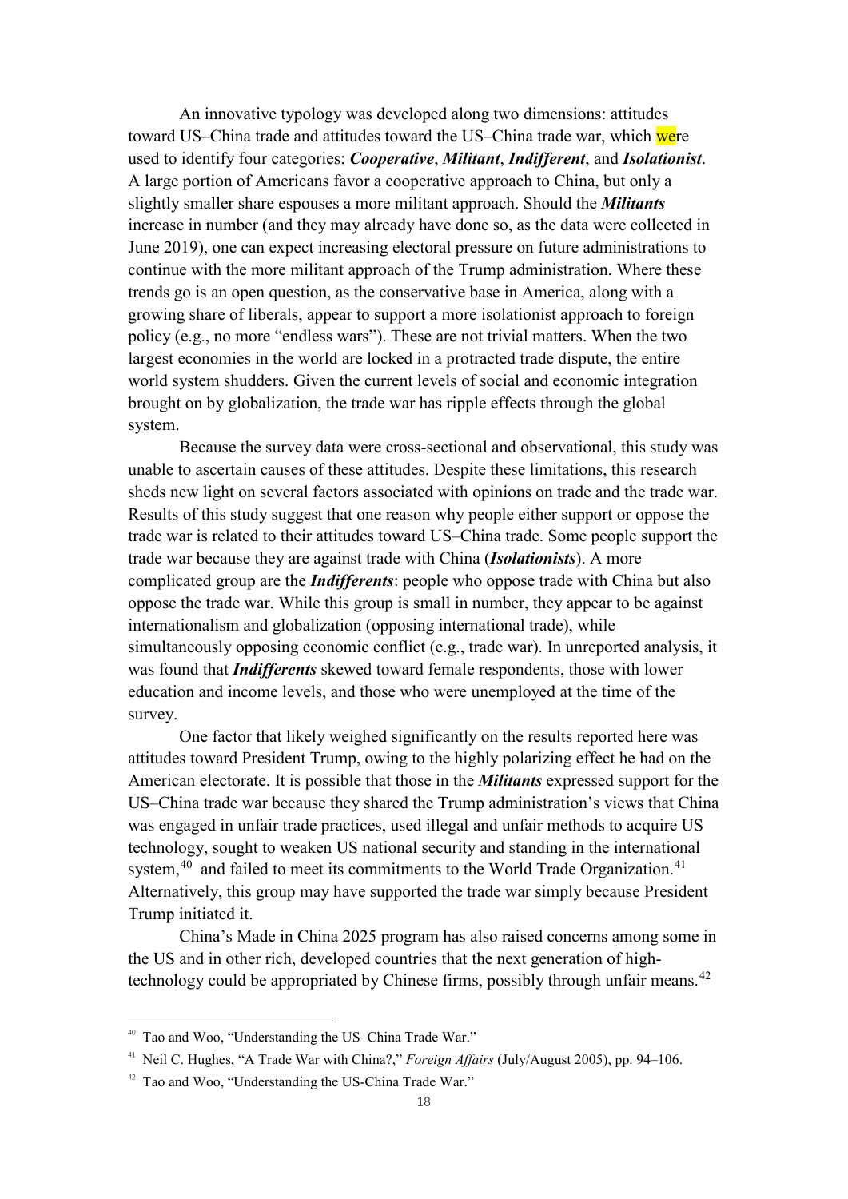An innovative typology was developed along two dimensions: attitudes toward US–China trade and attitudes toward the US–China trade war, which were used to identify four categories: ***Cooperative***, ***Militant***, ***Indifferent***, and ***Isolationist***. A large portion of Americans favor a cooperative approach to China, but only a slightly smaller share espouses a more militant approach. Should the ***Militants*** increase in number (and they may already have done so, as the data were collected in June 2019), one can expect increasing electoral pressure on future administrations to continue with the more militant approach of the Trump administration. Where these trends go is an open question, as the conservative base in America, along with a growing share of liberals, appear to support a more isolationist approach to foreign policy (e.g., no more "endless wars"). These are not trivial matters. When the two largest economies in the world are locked in a protracted trade dispute, the entire world system shudders. Given the current levels of social and economic integration brought on by globalization, the trade war has ripple effects through the global system.

Because the survey data were cross-sectional and observational, this study was unable to ascertain causes of these attitudes. Despite these limitations, this research sheds new light on several factors associated with opinions on trade and the trade war. Results of this study suggest that one reason why people either support or oppose the trade war is related to their attitudes toward US–China trade. Some people support the trade war because they are against trade with China (***Isolationists***). A more complicated group are the ***Indifferents***: people who oppose trade with China but also oppose the trade war. While this group is small in number, they appear to be against internationalism and globalization (opposing international trade), while simultaneously opposing economic conflict (e.g., trade war). In unreported analysis, it was found that ***Indifferents*** skewed toward female respondents, those with lower education and income levels, and those who were unemployed at the time of the survey.

One factor that likely weighed significantly on the results reported here was attitudes toward President Trump, owing to the highly polarizing effect he had on the American electorate. It is possible that those in the ***Militants*** expressed support for the US–China trade war because they shared the Trump administration's views that China was engaged in unfair trade practices, used illegal and unfair methods to acquire US technology, sought to weaken US national security and standing in the international system,[40] and failed to meet its commitments to the World Trade Organization.[41] Alternatively, this group may have supported the trade war simply because President Trump initiated it.

China's Made in China 2025 program has also raised concerns among some in the US and in other rich, developed countries that the next generation of high-technology could be appropriated by Chinese firms, possibly through unfair means.[42]

---

[40] Tao and Woo, "Understanding the US–China Trade War."

[41] Neil C. Hughes, "A Trade War with China?," *Foreign Affairs* (July/August 2005), pp. 94–106.

[42] Tao and Woo, "Understanding the US-China Trade War."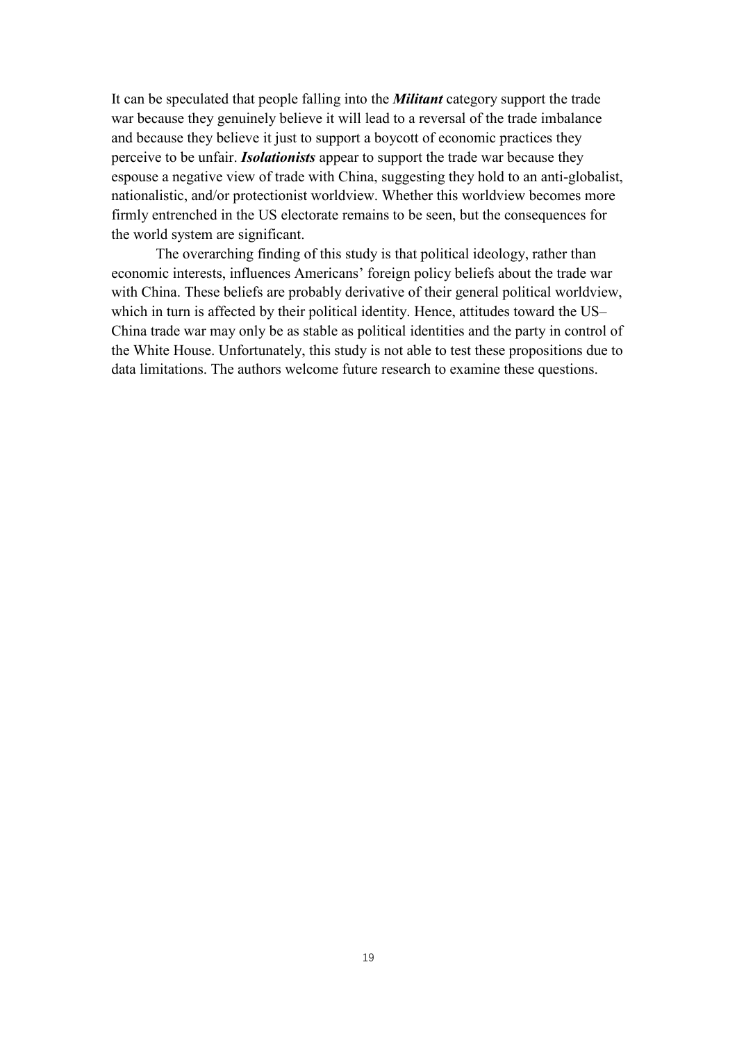It can be speculated that people falling into the ***Militant*** category support the trade war because they genuinely believe it will lead to a reversal of the trade imbalance and because they believe it just to support a boycott of economic practices they perceive to be unfair. ***Isolationists*** appear to support the trade war because they espouse a negative view of trade with China, suggesting they hold to an anti-globalist, nationalistic, and/or protectionist worldview. Whether this worldview becomes more firmly entrenched in the US electorate remains to be seen, but the consequences for the world system are significant.

The overarching finding of this study is that political ideology, rather than economic interests, influences Americans' foreign policy beliefs about the trade war with China. These beliefs are probably derivative of their general political worldview, which in turn is affected by their political identity. Hence, attitudes toward the US–China trade war may only be as stable as political identities and the party in control of the White House. Unfortunately, this study is not able to test these propositions due to data limitations. The authors welcome future research to examine these questions.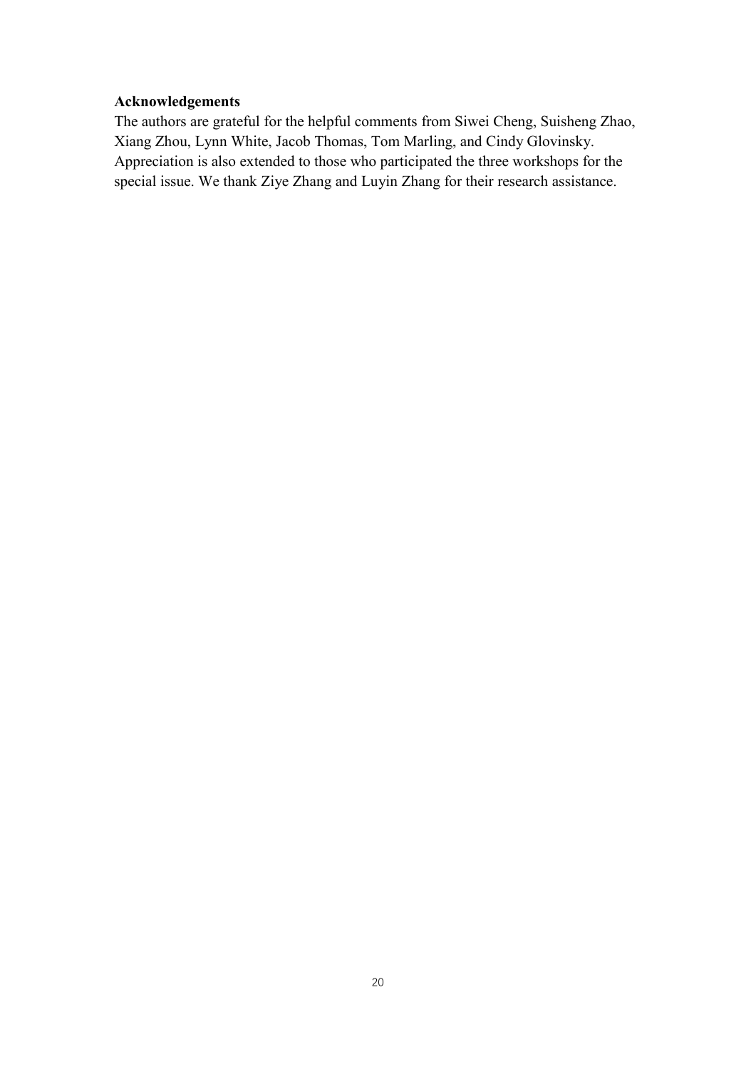**Acknowledgements**

The authors are grateful for the helpful comments from Siwei Cheng, Suisheng Zhao, Xiang Zhou, Lynn White, Jacob Thomas, Tom Marling, and Cindy Glovinsky. Appreciation is also extended to those who participated the three workshops for the special issue. We thank Ziye Zhang and Luyin Zhang for their research assistance.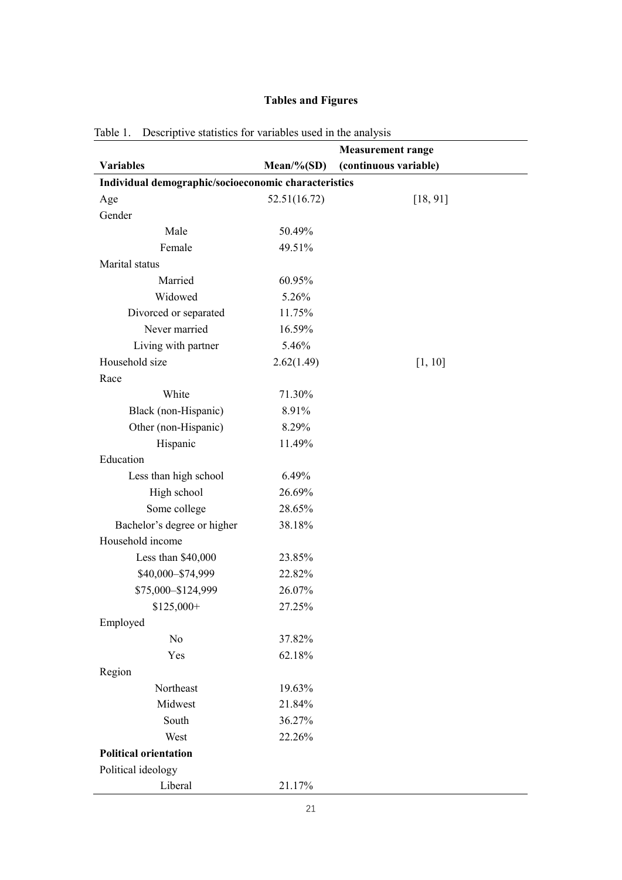# Tables and Figures

Table 1. Descriptive statistics for variables used in the analysis

| Variables | Mean/%(SD) | Measurement range (continuous variable) |
|---|---|---|
| **Individual demographic/socioeconomic characteristics** | | |
| Age | 52.51(16.72) | [18, 91] |
| Gender | | |
| Male | 50.49% | |
| Female | 49.51% | |
| Marital status | | |
| Married | 60.95% | |
| Widowed | 5.26% | |
| Divorced or separated | 11.75% | |
| Never married | 16.59% | |
| Living with partner | 5.46% | |
| Household size | 2.62(1.49) | [1, 10] |
| Race | | |
| White | 71.30% | |
| Black (non-Hispanic) | 8.91% | |
| Other (non-Hispanic) | 8.29% | |
| Hispanic | 11.49% | |
| Education | | |
| Less than high school | 6.49% | |
| High school | 26.69% | |
| Some college | 28.65% | |
| Bachelor's degree or higher | 38.18% | |
| Household income | | |
| Less than $40,000 | 23.85% | |
| $40,000–$74,999 | 22.82% | |
| $75,000–$124,999 | 26.07% | |
| $125,000+ | 27.25% | |
| Employed | | |
| No | 37.82% | |
| Yes | 62.18% | |
| Region | | |
| Northeast | 19.63% | |
| Midwest | 21.84% | |
| South | 36.27% | |
| West | 22.26% | |
| **Political orientation** | | |
| Political ideology | | |
| Liberal | 21.17% | |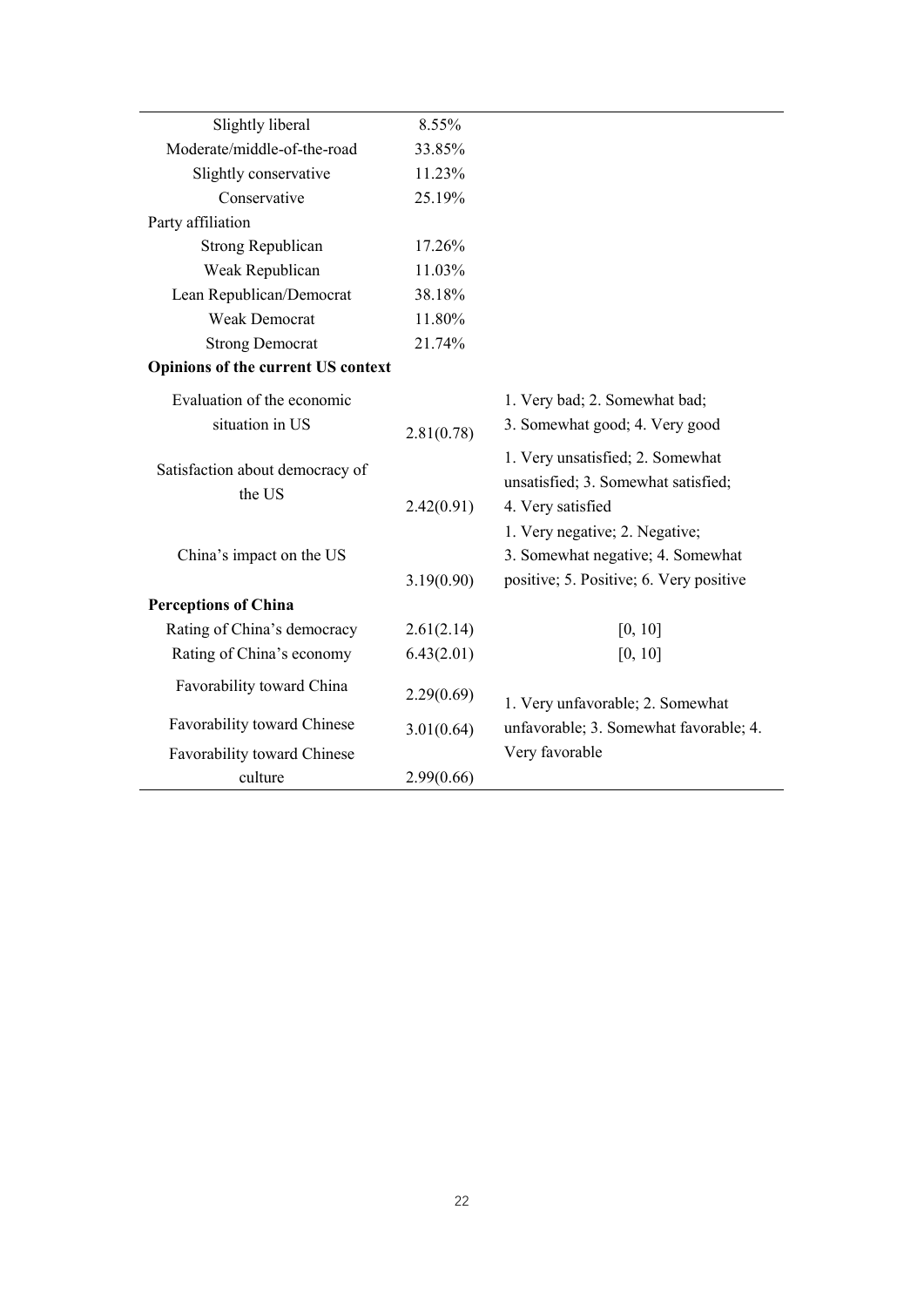| | | |
|---|---|---|
| Slightly liberal | 8.55% | |
| Moderate/middle-of-the-road | 33.85% | |
| Slightly conservative | 11.23% | |
| Conservative | 25.19% | |
| Party affiliation | | |
| Strong Republican | 17.26% | |
| Weak Republican | 11.03% | |
| Lean Republican/Democrat | 38.18% | |
| Weak Democrat | 11.80% | |
| Strong Democrat | 21.74% | |
| **Opinions of the current US context** | | |
| Evaluation of the economic situation in US | 2.81(0.78) | 1. Very bad; 2. Somewhat bad; 3. Somewhat good; 4. Very good |
| Satisfaction about democracy of the US | 2.42(0.91) | 1. Very unsatisfied; 2. Somewhat unsatisfied; 3. Somewhat satisfied; 4. Very satisfied |
| China's impact on the US | 3.19(0.90) | 1. Very negative; 2. Negative; 3. Somewhat negative; 4. Somewhat positive; 5. Positive; 6. Very positive |
| **Perceptions of China** | | |
| Rating of China's democracy | 2.61(2.14) | [0, 10] |
| Rating of China's economy | 6.43(2.01) | [0, 10] |
| Favorability toward China | 2.29(0.69) | 1. Very unfavorable; 2. Somewhat unfavorable; 3. Somewhat favorable; 4. Very favorable |
| Favorability toward Chinese | 3.01(0.64) | |
| Favorability toward Chinese culture | 2.99(0.66) | |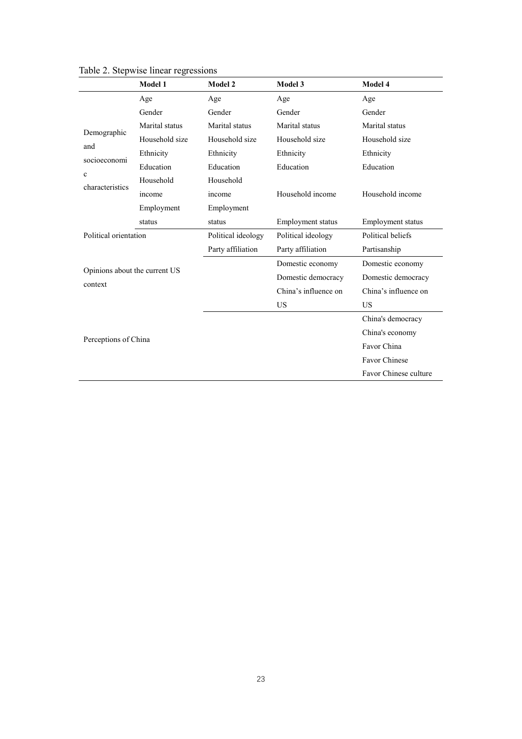Table 2. Stepwise linear regressions

| | Model 1 | Model 2 | Model 3 | Model 4 |
|---|---|---|---|---|
| Demographic and socioeconomic characteristics | Age | Age | Age | Age |
| | Gender | Gender | Gender | Gender |
| | Marital status | Marital status | Marital status | Marital status |
| | Household size | Household size | Household size | Household size |
| | Ethnicity | Ethnicity | Ethnicity | Ethnicity |
| | Education | Education | Education | Education |
| | Household income | Household income | Household income | Household income |
| | Employment status | Employment status | Employment status | Employment status |
| Political orientation | | Political ideology | Political ideology | Political beliefs |
| | | Party affiliation | Party affiliation | Partisanship |
| Opinions about the current US context | | | Domestic economy | Domestic economy |
| | | | Domestic democracy | Domestic democracy |
| | | | China's influence on US | China's influence on US |
| Perceptions of China | | | | China's democracy |
| | | | | China's economy |
| | | | | Favor China |
| | | | | Favor Chinese |
| | | | | Favor Chinese culture |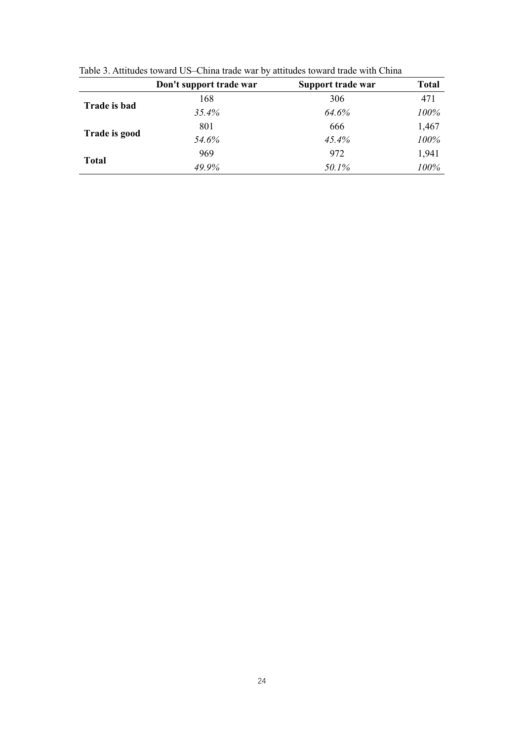Table 3. Attitudes toward US–China trade war by attitudes toward trade with China

| | Don't support trade war | Support trade war | Total |
|---|---|---|---|
| **Trade is bad** | 168 | 306 | 471 |
| | *35.4%* | *64.6%* | *100%* |
| **Trade is good** | 801 | 666 | 1,467 |
| | *54.6%* | *45.4%* | *100%* |
| **Total** | 969 | 972 | 1,941 |
| | *49.9%* | *50.1%* | *100%* |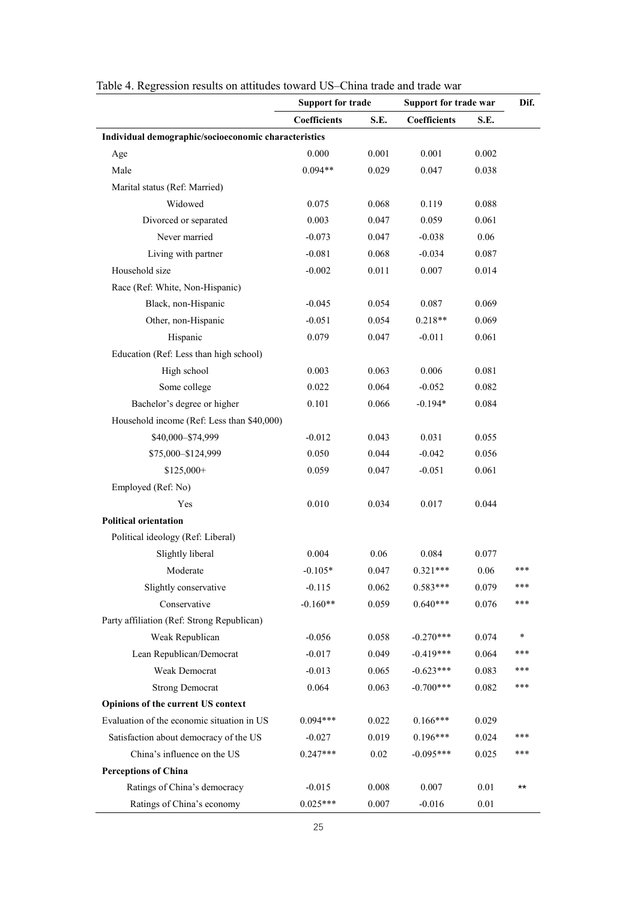Table 4. Regression results on attitudes toward US–China trade and trade war

| | Support for trade | | Support for trade war | | Dif. |
|---|---|---|---|---|---|
| | **Coefficients** | **S.E.** | **Coefficients** | **S.E.** | |
| **Individual demographic/socioeconomic characteristics** | | | | | |
| Age | 0.000 | 0.001 | 0.001 | 0.002 | |
| Male | 0.094** | 0.029 | 0.047 | 0.038 | |
| Marital status (Ref: Married) | | | | | |
| Widowed | 0.075 | 0.068 | 0.119 | 0.088 | |
| Divorced or separated | 0.003 | 0.047 | 0.059 | 0.061 | |
| Never married | -0.073 | 0.047 | -0.038 | 0.06 | |
| Living with partner | -0.081 | 0.068 | -0.034 | 0.087 | |
| Household size | -0.002 | 0.011 | 0.007 | 0.014 | |
| Race (Ref: White, Non-Hispanic) | | | | | |
| Black, non-Hispanic | -0.045 | 0.054 | 0.087 | 0.069 | |
| Other, non-Hispanic | -0.051 | 0.054 | 0.218** | 0.069 | |
| Hispanic | 0.079 | 0.047 | -0.011 | 0.061 | |
| Education (Ref: Less than high school) | | | | | |
| High school | 0.003 | 0.063 | 0.006 | 0.081 | |
| Some college | 0.022 | 0.064 | -0.052 | 0.082 | |
| Bachelor's degree or higher | 0.101 | 0.066 | -0.194* | 0.084 | |
| Household income (Ref: Less than $40,000) | | | | | |
| $40,000–$74,999 | -0.012 | 0.043 | 0.031 | 0.055 | |
| $75,000–$124,999 | 0.050 | 0.044 | -0.042 | 0.056 | |
| $125,000+ | 0.059 | 0.047 | -0.051 | 0.061 | |
| Employed (Ref: No) | | | | | |
| Yes | 0.010 | 0.034 | 0.017 | 0.044 | |
| **Political orientation** | | | | | |
| Political ideology (Ref: Liberal) | | | | | |
| Slightly liberal | 0.004 | 0.06 | 0.084 | 0.077 | |
| Moderate | -0.105* | 0.047 | 0.321*** | 0.06 | *** |
| Slightly conservative | -0.115 | 0.062 | 0.583*** | 0.079 | *** |
| Conservative | -0.160** | 0.059 | 0.640*** | 0.076 | *** |
| Party affiliation (Ref: Strong Republican) | | | | | |
| Weak Republican | -0.056 | 0.058 | -0.270*** | 0.074 | * |
| Lean Republican/Democrat | -0.017 | 0.049 | -0.419*** | 0.064 | *** |
| Weak Democrat | -0.013 | 0.065 | -0.623*** | 0.083 | *** |
| Strong Democrat | 0.064 | 0.063 | -0.700*** | 0.082 | *** |
| **Opinions of the current US context** | | | | | |
| Evaluation of the economic situation in US | 0.094*** | 0.022 | 0.166*** | 0.029 | |
| Satisfaction about democracy of the US | -0.027 | 0.019 | 0.196*** | 0.024 | *** |
| China's influence on the US | 0.247*** | 0.02 | -0.095*** | 0.025 | *** |
| **Perceptions of China** | | | | | |
| Ratings of China's democracy | -0.015 | 0.008 | 0.007 | 0.01 | ** |
| Ratings of China's economy | 0.025*** | 0.007 | -0.016 | 0.01 | |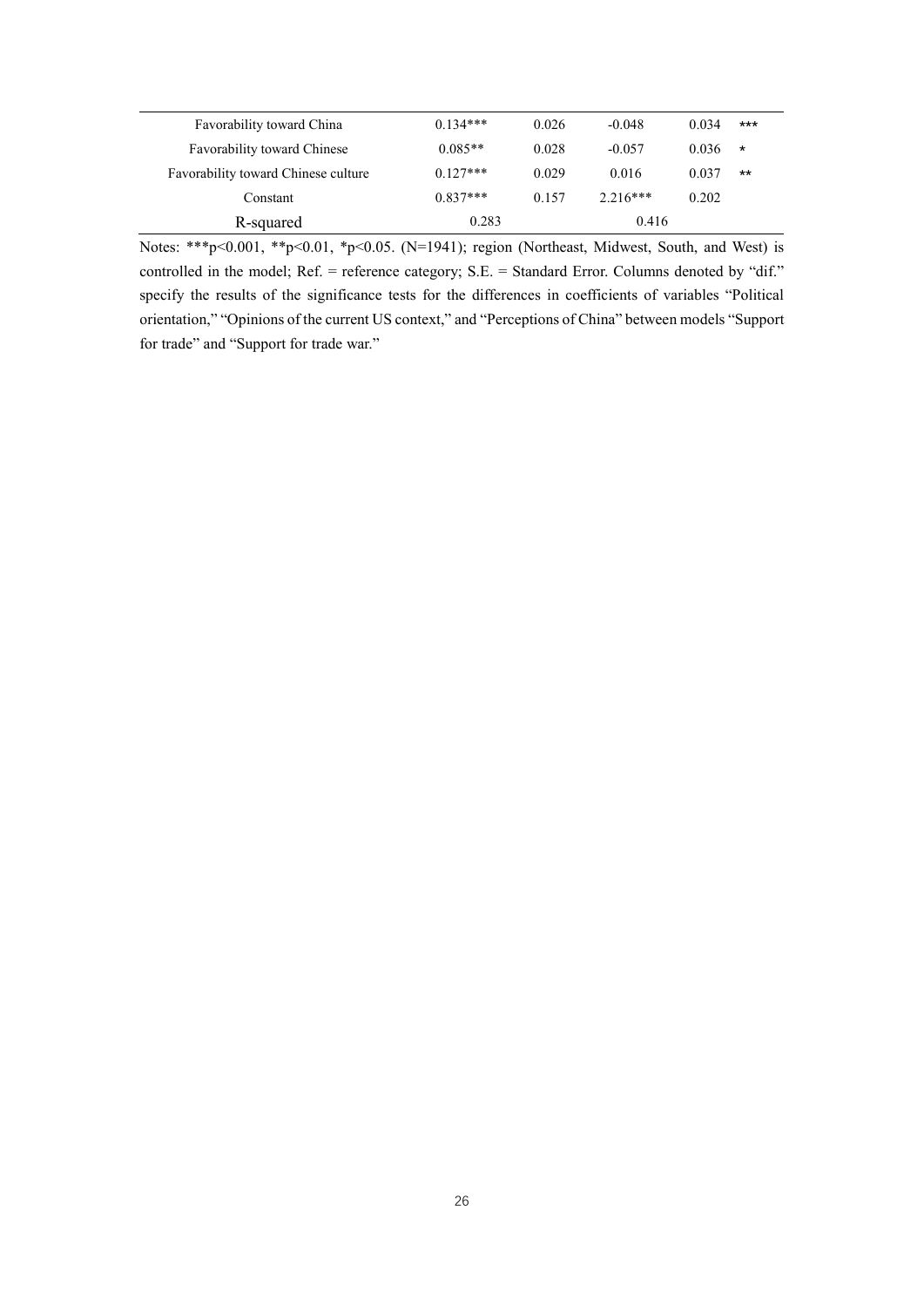| | | | | | |
|---|---|---|---|---|---|
| Favorability toward China | 0.134*** | 0.026 | -0.048 | 0.034 | *** |
| Favorability toward Chinese | 0.085** | 0.028 | -0.057 | 0.036 | * |
| Favorability toward Chinese culture | 0.127*** | 0.029 | 0.016 | 0.037 | ** |
| Constant | 0.837*** | 0.157 | 2.216*** | 0.202 | |
| R-squared | 0.283 | | 0.416 | | |

Notes: ***p<0.001, **p<0.01, *p<0.05. (N=1941); region (Northeast, Midwest, South, and West) is controlled in the model; Ref. = reference category; S.E. = Standard Error. Columns denoted by "dif." specify the results of the significance tests for the differences in coefficients of variables "Political orientation," "Opinions of the current US context," and "Perceptions of China" between models "Support for trade" and "Support for trade war."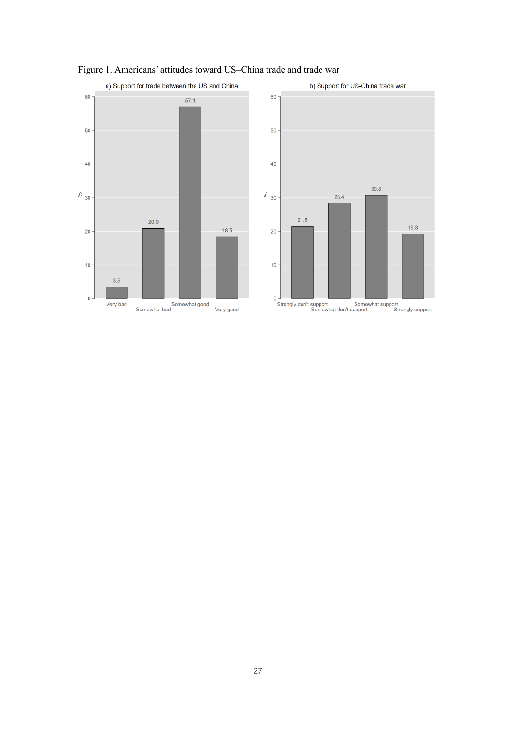Figure 1. Americans' attitudes toward US–China trade and trade war

a) Support for trade between the US and China

| Response | % |
|---|---|
| Very bad | 3.5 |
| Somewhat bad | 20.9 |
| Somewhat good | 57.1 |
| Very good | 18.5 |

b) Support for US-China trade war

| Response | % |
|---|---|
| Strongly don't support | 21.5 |
| Somewhat don't support | 28.4 |
| Somewhat support | 30.8 |
| Strongly support | 19.3 |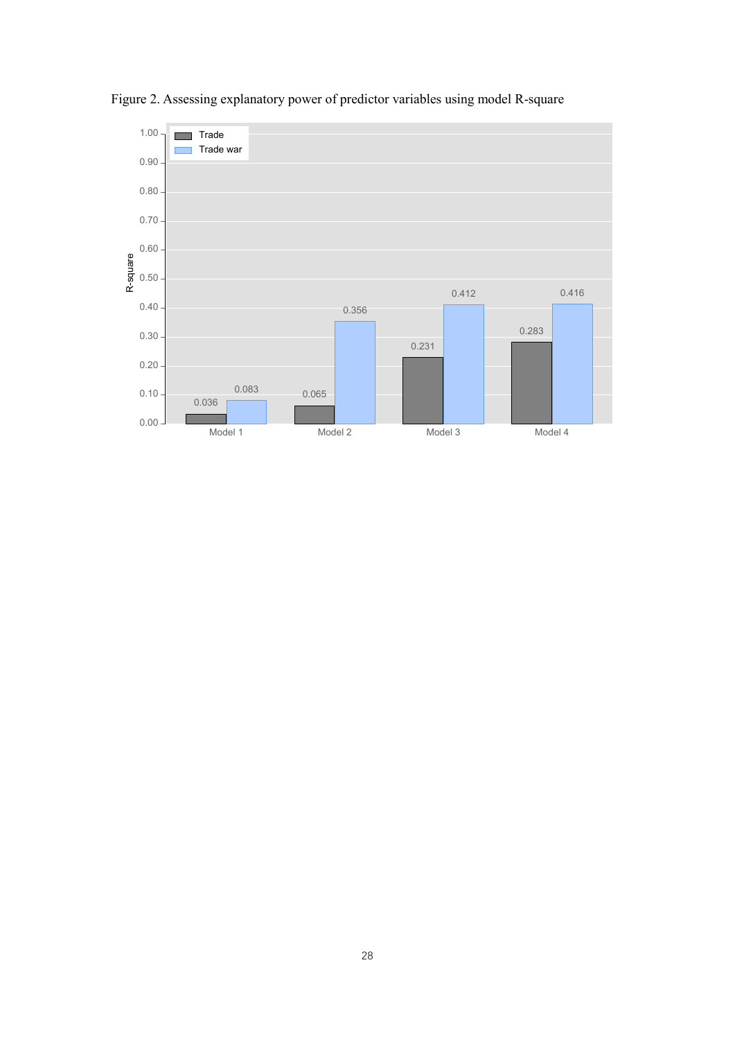Figure 2. Assessing explanatory power of predictor variables using model R-square

| | Trade | Trade war |
|---|---|---|
| Model 1 | 0.036 | 0.083 |
| Model 2 | 0.065 | 0.356 |
| Model 3 | 0.231 | 0.412 |
| Model 4 | 0.283 | 0.416 |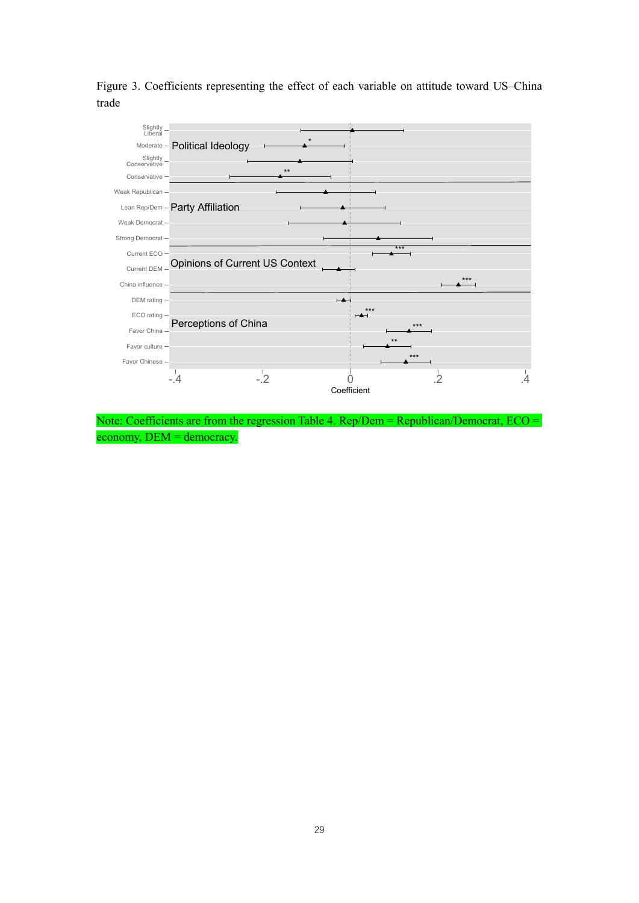Figure 3. Coefficients representing the effect of each variable on attitude toward US–China trade

Note: Coefficients are from the regression Table 4. Rep/Dem = Republican/Democrat, ECO = economy, DEM = democracy.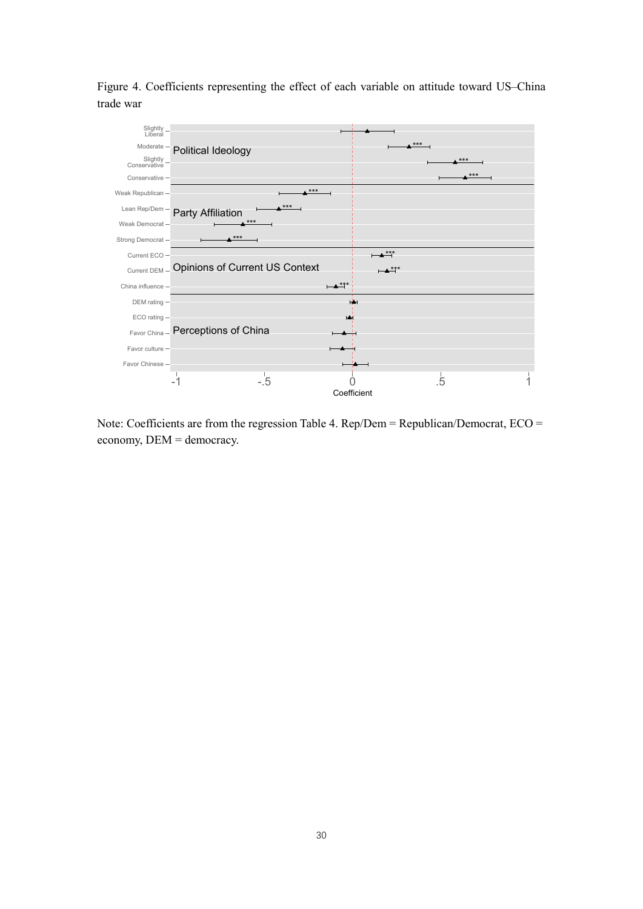Figure 4. Coefficients representing the effect of each variable on attitude toward US–China trade war

Note: Coefficients are from the regression Table 4. Rep/Dem = Republican/Democrat, ECO = economy, DEM = democracy.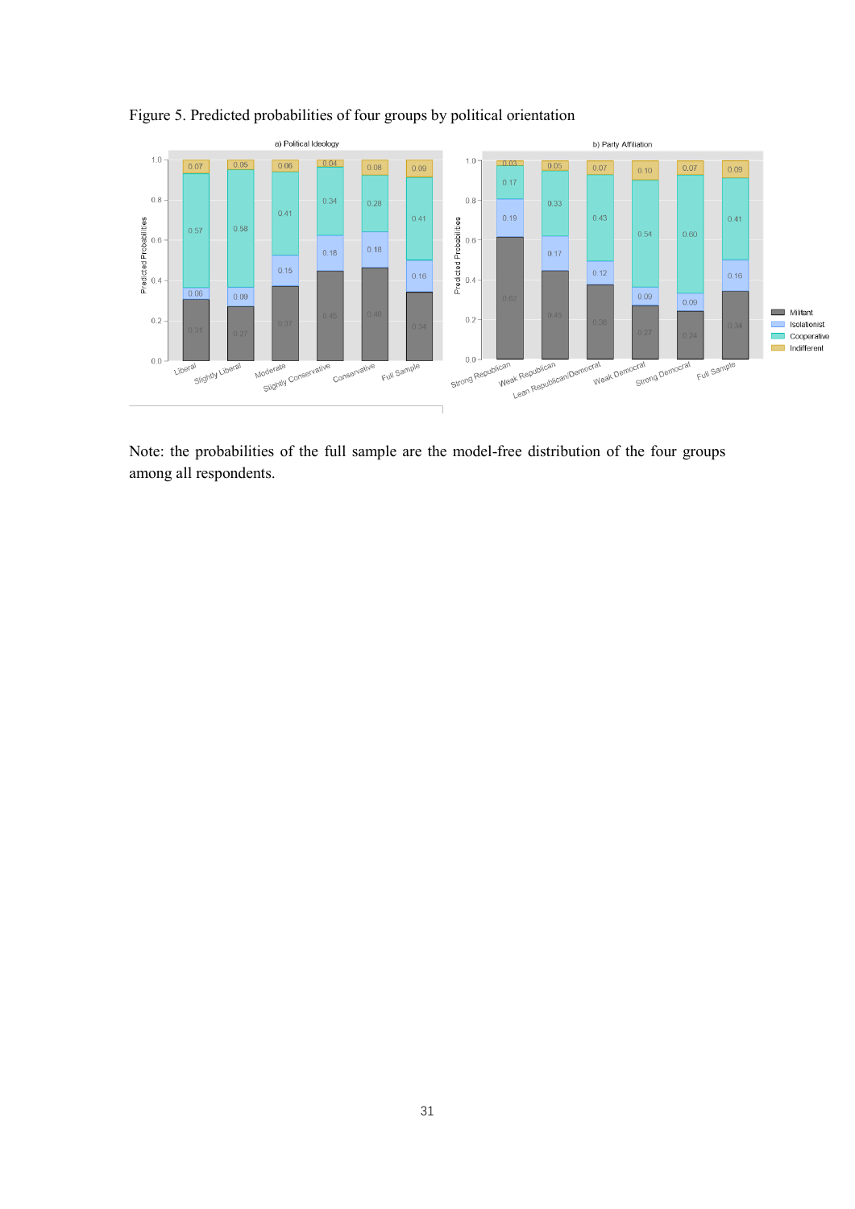Figure 5. Predicted probabilities of four groups by political orientation

Note: the probabilities of the full sample are the model-free distribution of the four groups among all respondents.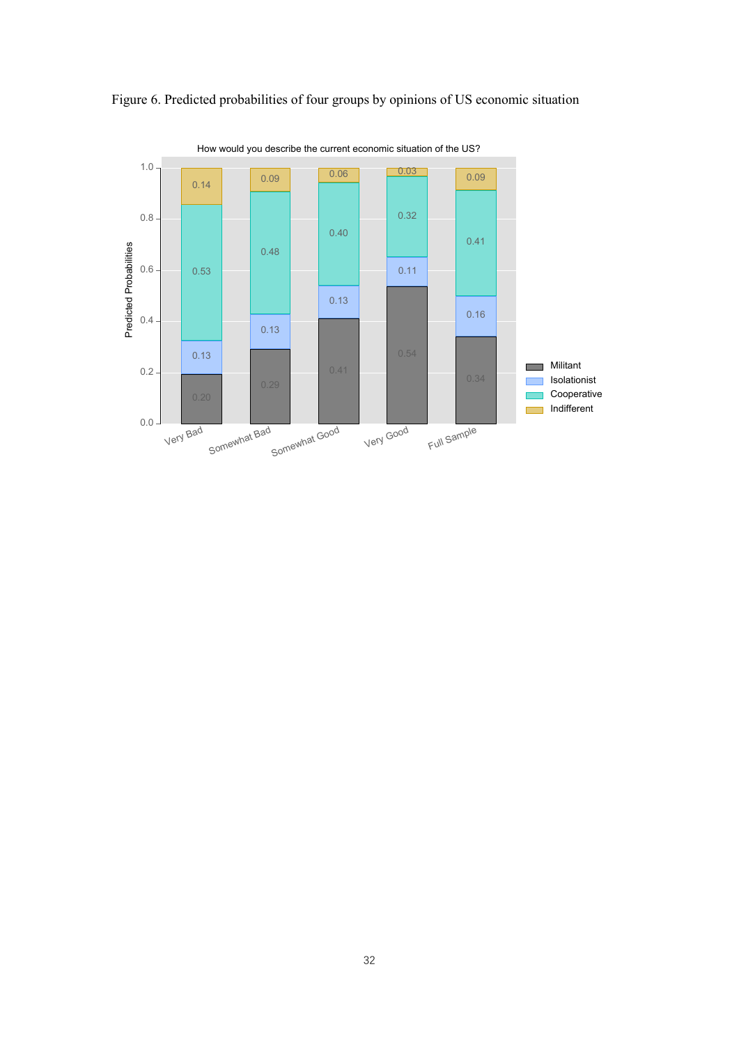Figure 6. Predicted probabilities of four groups by opinions of US economic situation

How would you describe the current economic situation of the US?

| | Very Bad | Somewhat Bad | Somewhat Good | Very Good | Full Sample |
|---|---|---|---|---|---|
| Militant | 0.20 | 0.29 | 0.41 | 0.54 | 0.34 |
| Isolationist | 0.13 | 0.13 | 0.13 | 0.11 | 0.16 |
| Cooperative | 0.53 | 0.48 | 0.40 | 0.32 | 0.41 |
| Indifferent | 0.14 | 0.09 | 0.06 | 0.03 | 0.09 |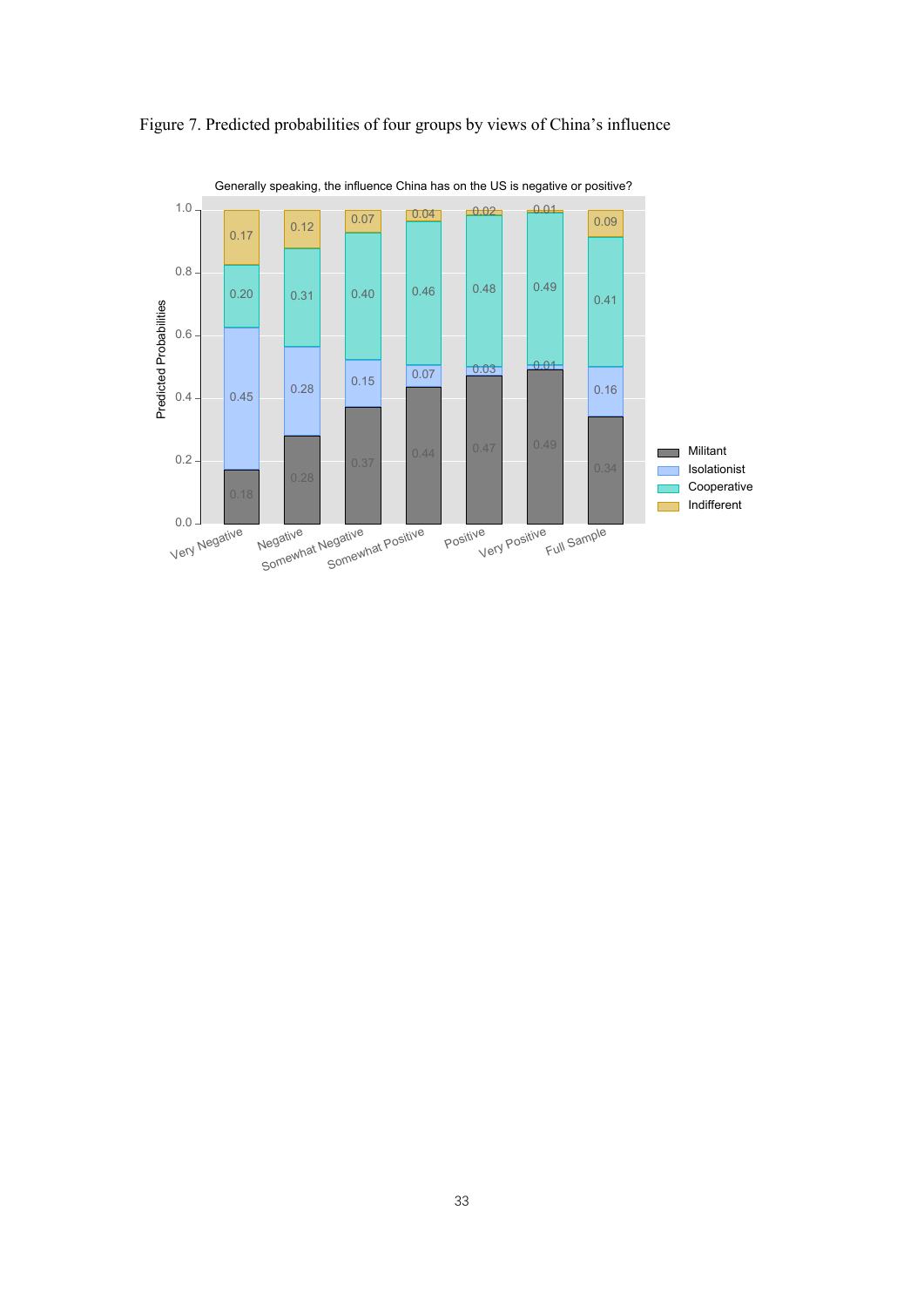Figure 7. Predicted probabilities of four groups by views of China's influence

Generally speaking, the influence China has on the US is negative or positive?

| | Very Negative | Negative | Somewhat Negative | Somewhat Positive | Positive | Very Positive | Full Sample |
|---|---|---|---|---|---|---|---|
| Militant | 0.18 | 0.28 | 0.37 | 0.44 | 0.47 | 0.49 | 0.34 |
| Isolationist | 0.45 | 0.28 | 0.15 | 0.07 | 0.03 | 0.01 | 0.16 |
| Cooperative | 0.20 | 0.31 | 0.40 | 0.46 | 0.48 | 0.49 | 0.41 |
| Indifferent | 0.17 | 0.12 | 0.07 | 0.04 | 0.02 | 0.01 | 0.09 |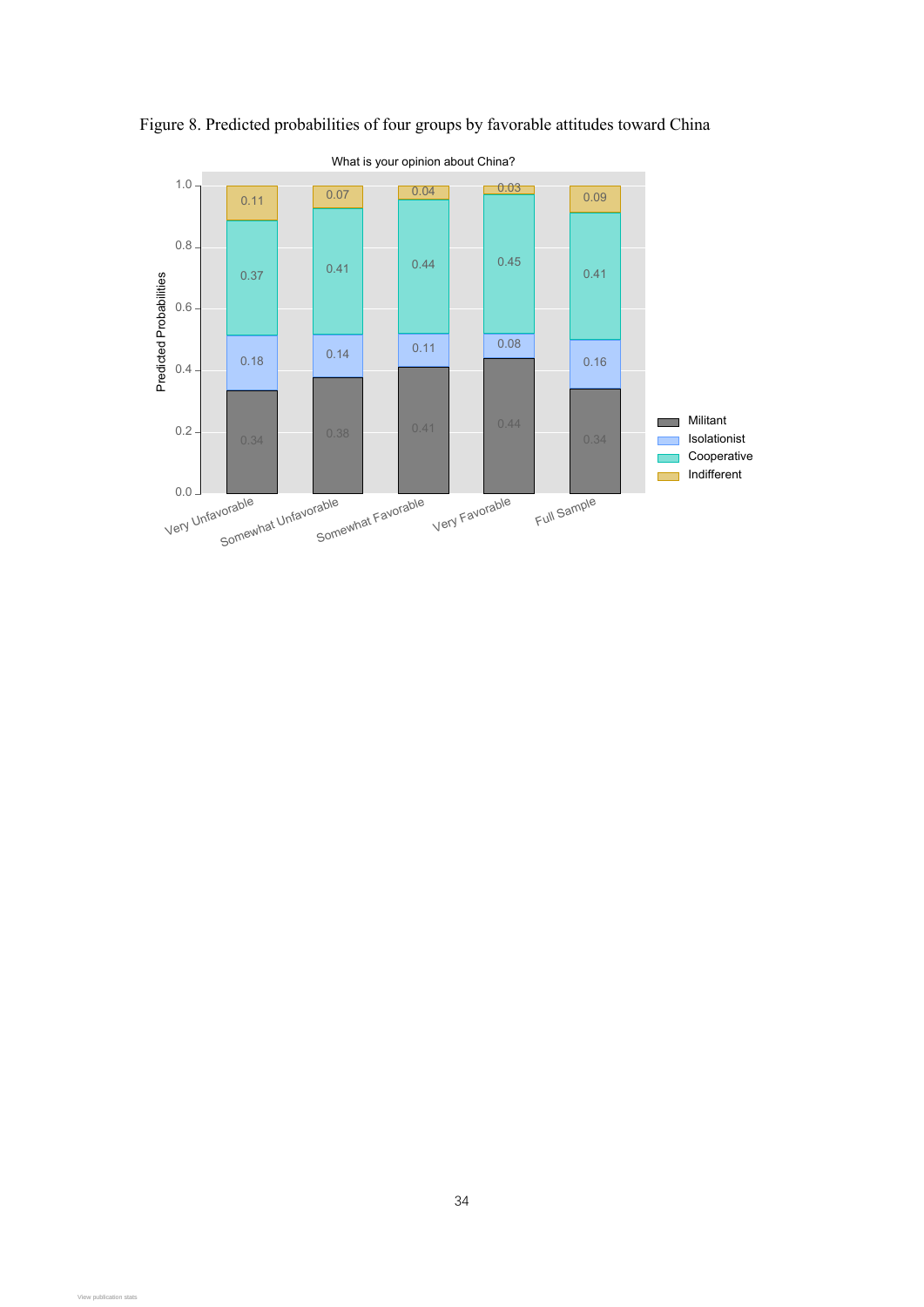Figure 8. Predicted probabilities of four groups by favorable attitudes toward China

What is your opinion about China?

Predicted Probabilities

1.0
0.8
0.6
0.4
0.2
0.0

0.11
0.37
0.18
0.34

0.07
0.41
0.14
0.38

0.04
0.44
0.11
0.41

0.03
0.45
0.08
0.44

0.09
0.41
0.16
0.34

Very Unfavorable
Somewhat Unfavorable
Somewhat Favorable
Very Favorable
Full Sample

Militant
Isolationist
Cooperative
Indifferent